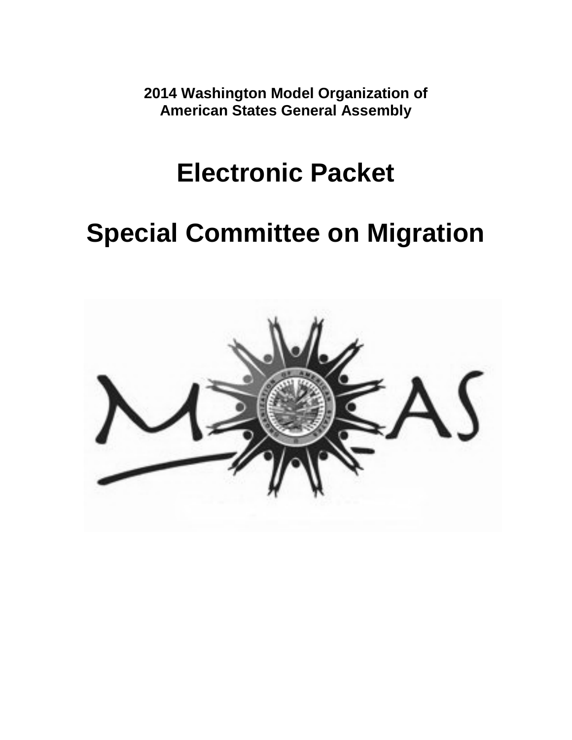**2014 Washington Model Organization of American States General Assembly**

# Electronic Packet

# Special Committee on Migration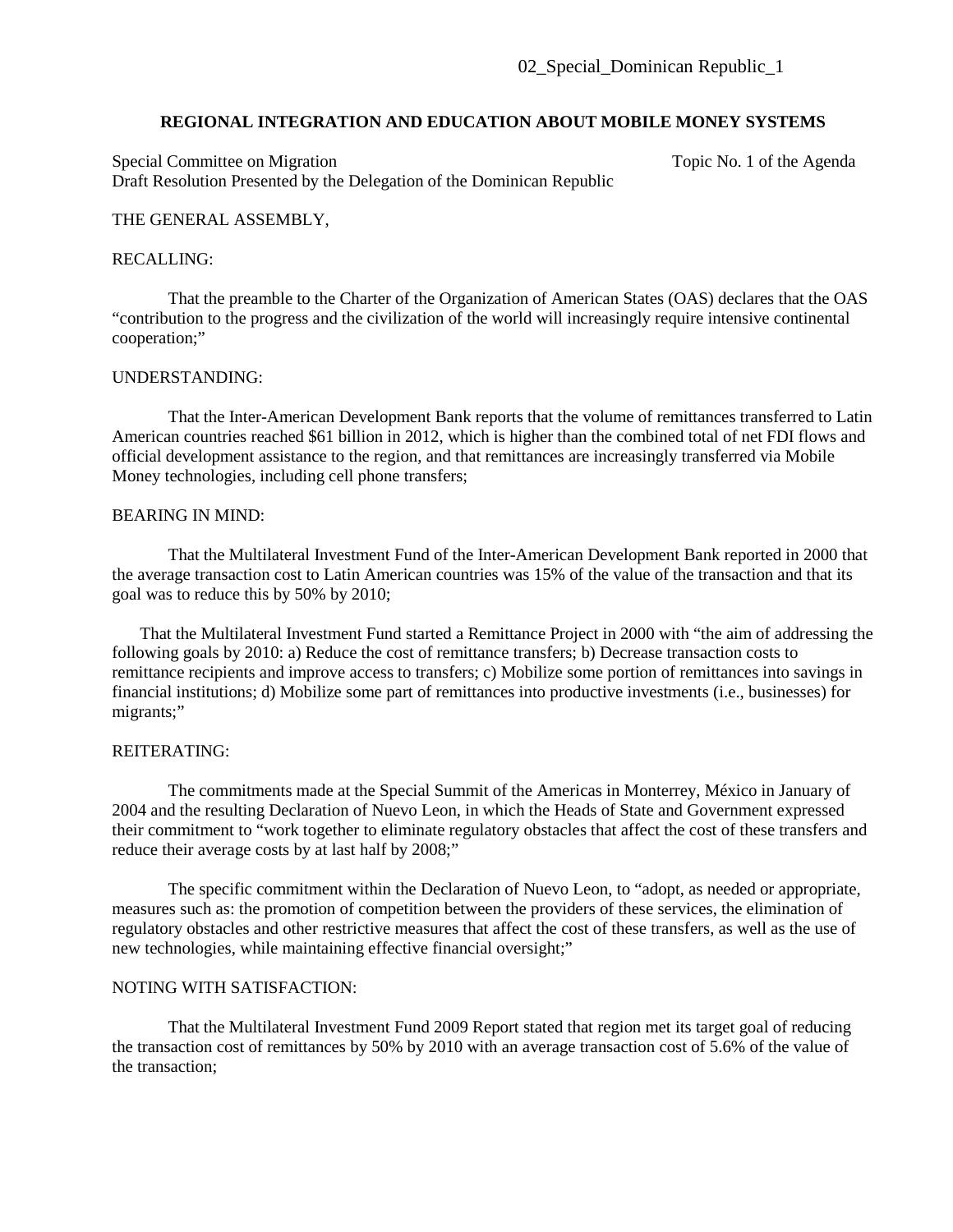02_Special_Dominican Republic_1

**REGIONAL INTEGRATION AND EDUCATION ABOUT MOBILE MONEY SYSTEMS**

Special Committee on Migration — Topic No. 1 of the Agenda
Draft Resolution Presented by the Delegation of the Dominican Republic

THE GENERAL ASSEMBLY,

RECALLING:

That the preamble to the Charter of the Organization of American States (OAS) declares that the OAS "contribution to the progress and the civilization of the world will increasingly require intensive continental cooperation;"

UNDERSTANDING:

That the Inter-American Development Bank reports that the volume of remittances transferred to Latin American countries reached $61 billion in 2012, which is higher than the combined total of net FDI flows and official development assistance to the region, and that remittances are increasingly transferred via Mobile Money technologies, including cell phone transfers;

BEARING IN MIND:

That the Multilateral Investment Fund of the Inter-American Development Bank reported in 2000 that the average transaction cost to Latin American countries was 15% of the value of the transaction and that its goal was to reduce this by 50% by 2010;

That the Multilateral Investment Fund started a Remittance Project in 2000 with "the aim of addressing the following goals by 2010: a) Reduce the cost of remittance transfers; b) Decrease transaction costs to remittance recipients and improve access to transfers; c) Mobilize some portion of remittances into savings in financial institutions; d) Mobilize some part of remittances into productive investments (i.e., businesses) for migrants;"

REITERATING:

The commitments made at the Special Summit of the Americas in Monterrey, México in January of 2004 and the resulting Declaration of Nuevo Leon, in which the Heads of State and Government expressed their commitment to "work together to eliminate regulatory obstacles that affect the cost of these transfers and reduce their average costs by at last half by 2008;"

The specific commitment within the Declaration of Nuevo Leon, to "adopt, as needed or appropriate, measures such as: the promotion of competition between the providers of these services, the elimination of regulatory obstacles and other restrictive measures that affect the cost of these transfers, as well as the use of new technologies, while maintaining effective financial oversight;"

NOTING WITH SATISFACTION:

That the Multilateral Investment Fund 2009 Report stated that region met its target goal of reducing the transaction cost of remittances by 50% by 2010 with an average transaction cost of 5.6% of the value of the transaction;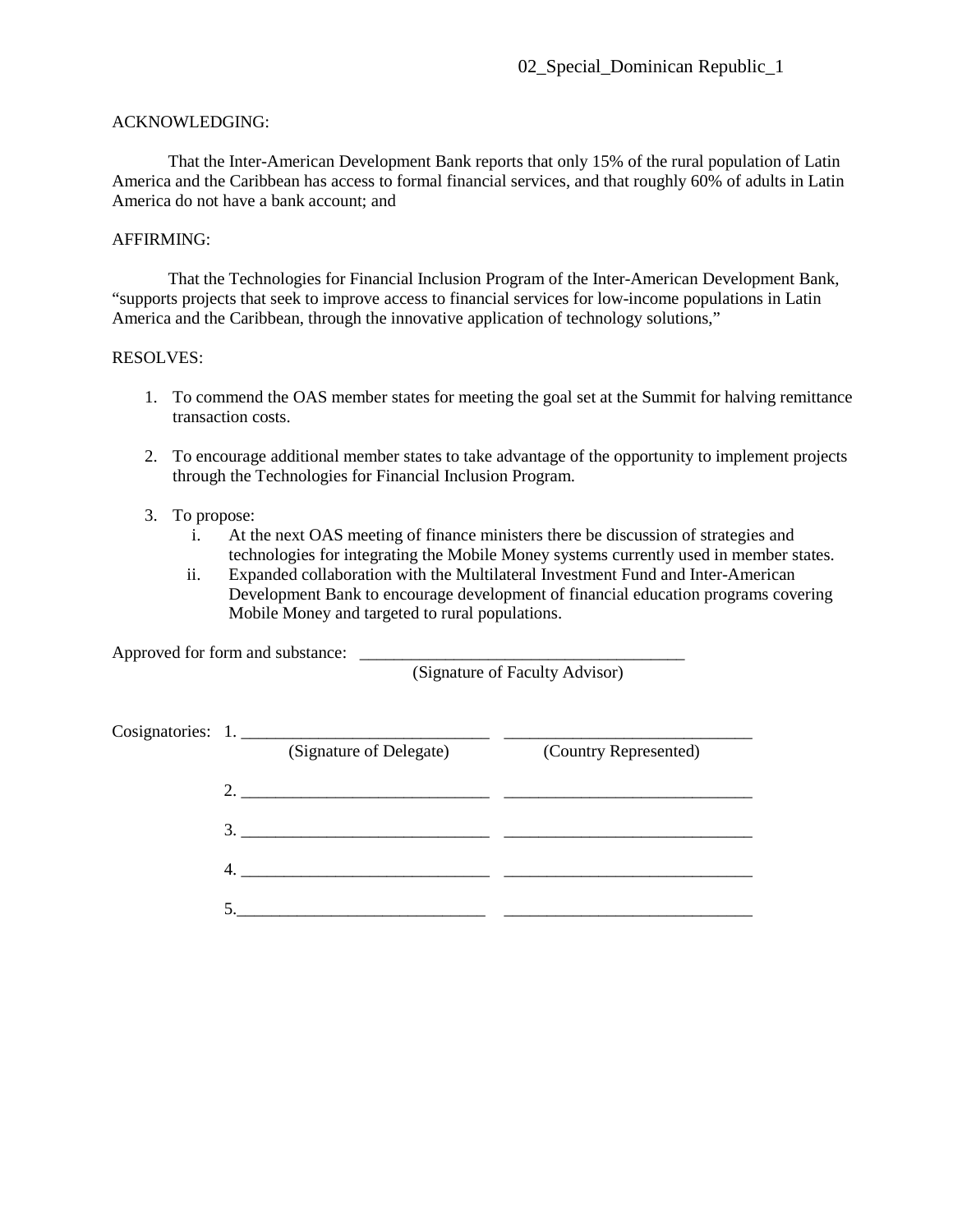ACKNOWLEDGING:

That the Inter-American Development Bank reports that only 15% of the rural population of Latin America and the Caribbean has access to formal financial services, and that roughly 60% of adults in Latin America do not have a bank account; and

AFFIRMING:

That the Technologies for Financial Inclusion Program of the Inter-American Development Bank, "supports projects that seek to improve access to financial services for low-income populations in Latin America and the Caribbean, through the innovative application of technology solutions,"

RESOLVES:

1. To commend the OAS member states for meeting the goal set at the Summit for halving remittance transaction costs.

2. To encourage additional member states to take advantage of the opportunity to implement projects through the Technologies for Financial Inclusion Program.

3. To propose:
   i. At the next OAS meeting of finance ministers there be discussion of strategies and technologies for integrating the Mobile Money systems currently used in member states.
   ii. Expanded collaboration with the Multilateral Investment Fund and Inter-American Development Bank to encourage development of financial education programs covering Mobile Money and targeted to rural populations.

Approved for form and substance: ______________________________________
(Signature of Faculty Advisor)

Cosignatories:

| | (Signature of Delegate) | (Country Represented) |
|---|---|---|
| 1. | ____________________________ | ____________________________ |
| 2. | ____________________________ | ____________________________ |
| 3. | ____________________________ | ____________________________ |
| 4. | ____________________________ | ____________________________ |
| 5. | ____________________________ | ____________________________ |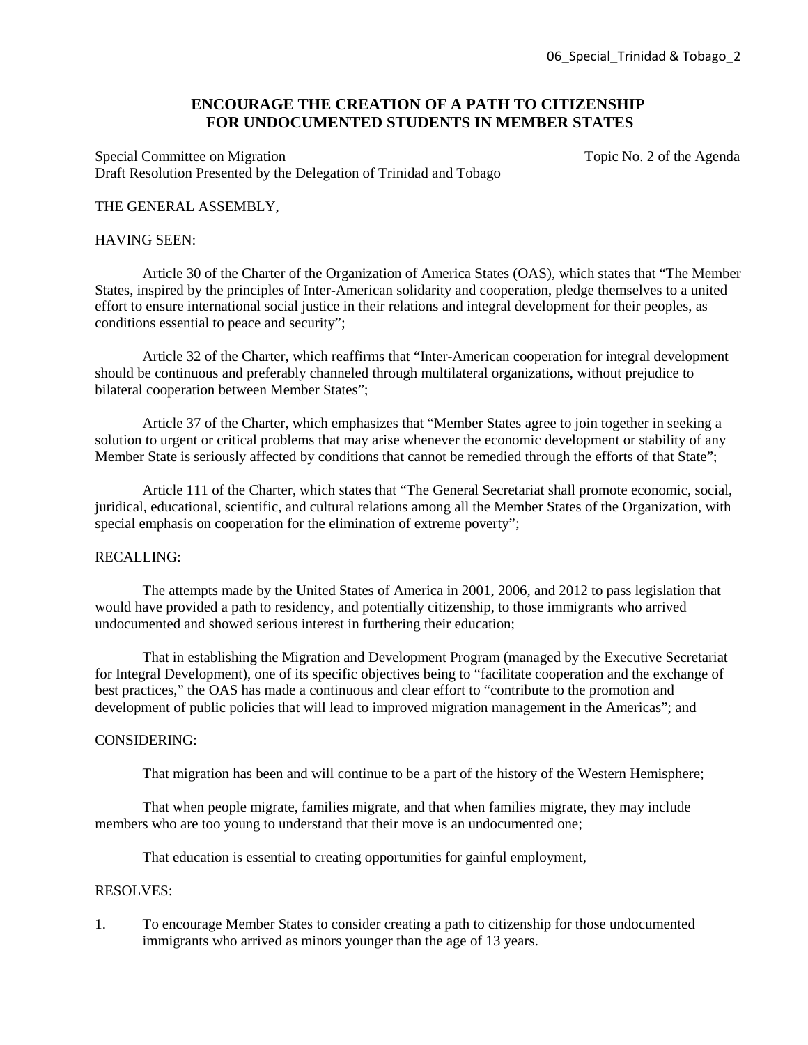# ENCOURAGE THE CREATION OF A PATH TO CITIZENSHIP FOR UNDOCUMENTED STUDENTS IN MEMBER STATES

Special Committee on Migration — Topic No. 2 of the Agenda

Draft Resolution Presented by the Delegation of Trinidad and Tobago

THE GENERAL ASSEMBLY,

HAVING SEEN:

Article 30 of the Charter of the Organization of America States (OAS), which states that "The Member States, inspired by the principles of Inter-American solidarity and cooperation, pledge themselves to a united effort to ensure international social justice in their relations and integral development for their peoples, as conditions essential to peace and security";

Article 32 of the Charter, which reaffirms that "Inter-American cooperation for integral development should be continuous and preferably channeled through multilateral organizations, without prejudice to bilateral cooperation between Member States";

Article 37 of the Charter, which emphasizes that "Member States agree to join together in seeking a solution to urgent or critical problems that may arise whenever the economic development or stability of any Member State is seriously affected by conditions that cannot be remedied through the efforts of that State";

Article 111 of the Charter, which states that "The General Secretariat shall promote economic, social, juridical, educational, scientific, and cultural relations among all the Member States of the Organization, with special emphasis on cooperation for the elimination of extreme poverty";

RECALLING:

The attempts made by the United States of America in 2001, 2006, and 2012 to pass legislation that would have provided a path to residency, and potentially citizenship, to those immigrants who arrived undocumented and showed serious interest in furthering their education;

That in establishing the Migration and Development Program (managed by the Executive Secretariat for Integral Development), one of its specific objectives being to "facilitate cooperation and the exchange of best practices," the OAS has made a continuous and clear effort to "contribute to the promotion and development of public policies that will lead to improved migration management in the Americas"; and

CONSIDERING:

That migration has been and will continue to be a part of the history of the Western Hemisphere;

That when people migrate, families migrate, and that when families migrate, they may include members who are too young to understand that their move is an undocumented one;

That education is essential to creating opportunities for gainful employment,

RESOLVES:

1. To encourage Member States to consider creating a path to citizenship for those undocumented immigrants who arrived as minors younger than the age of 13 years.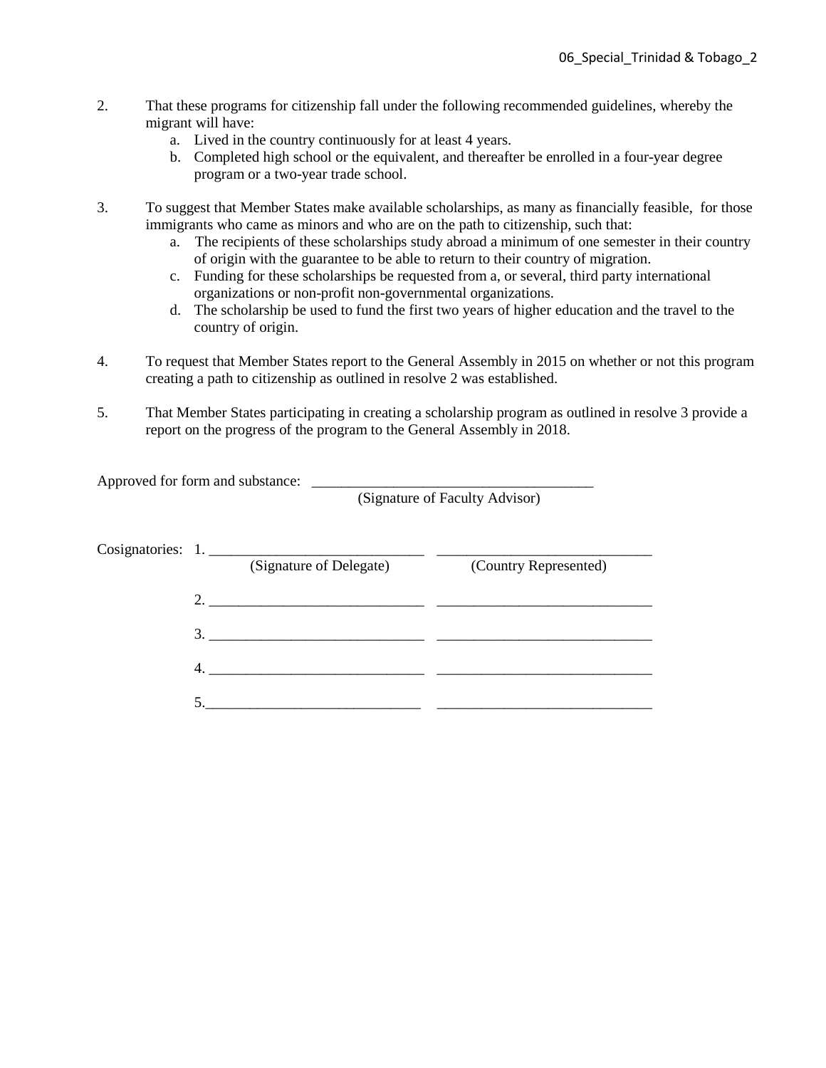2. That these programs for citizenship fall under the following recommended guidelines, whereby the migrant will have:
   a. Lived in the country continuously for at least 4 years.
   b. Completed high school or the equivalent, and thereafter be enrolled in a four-year degree program or a two-year trade school.

3. To suggest that Member States make available scholarships, as many as financially feasible, for those immigrants who came as minors and who are on the path to citizenship, such that:
   a. The recipients of these scholarships study abroad a minimum of one semester in their country of origin with the guarantee to be able to return to their country of migration.
   c. Funding for these scholarships be requested from a, or several, third party international organizations or non-profit non-governmental organizations.
   d. The scholarship be used to fund the first two years of higher education and the travel to the country of origin.

4. To request that Member States report to the General Assembly in 2015 on whether or not this program creating a path to citizenship as outlined in resolve 2 was established.

5. That Member States participating in creating a scholarship program as outlined in resolve 3 provide a report on the progress of the program to the General Assembly in 2018.

Approved for form and substance: ______________________________________
(Signature of Faculty Advisor)

Cosignatories:

| | (Signature of Delegate) | (Country Represented) |
|---|---|---|
| 1. | ____________________________ | ____________________________ |
| 2. | ____________________________ | ____________________________ |
| 3. | ____________________________ | ____________________________ |
| 4. | ____________________________ | ____________________________ |
| 5. | ____________________________ | ____________________________ |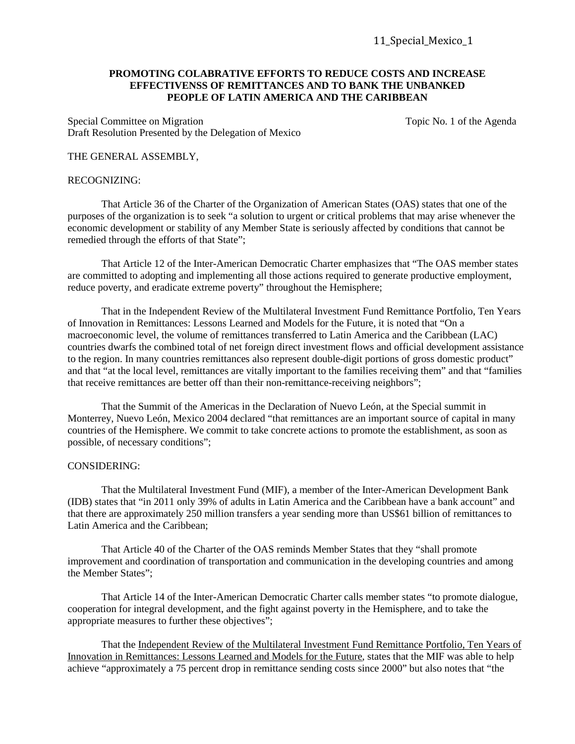11_Special_Mexico_1

**PROMOTING COLABRATIVE EFFORTS TO REDUCE COSTS AND INCREASE EFFECTIVENSS OF REMITTANCES AND TO BANK THE UNBANKED PEOPLE OF LATIN AMERICA AND THE CARIBBEAN**

Special Committee on Migration Topic No. 1 of the Agenda
Draft Resolution Presented by the Delegation of Mexico

THE GENERAL ASSEMBLY,

RECOGNIZING:

That Article 36 of the Charter of the Organization of American States (OAS) states that one of the purposes of the organization is to seek "a solution to urgent or critical problems that may arise whenever the economic development or stability of any Member State is seriously affected by conditions that cannot be remedied through the efforts of that State";

That Article 12 of the Inter-American Democratic Charter emphasizes that "The OAS member states are committed to adopting and implementing all those actions required to generate productive employment, reduce poverty, and eradicate extreme poverty" throughout the Hemisphere;

That in the Independent Review of the Multilateral Investment Fund Remittance Portfolio, Ten Years of Innovation in Remittances: Lessons Learned and Models for the Future, it is noted that "On a macroeconomic level, the volume of remittances transferred to Latin America and the Caribbean (LAC) countries dwarfs the combined total of net foreign direct investment flows and official development assistance to the region. In many countries remittances also represent double-digit portions of gross domestic product" and that "at the local level, remittances are vitally important to the families receiving them" and that "families that receive remittances are better off than their non-remittance-receiving neighbors";

That the Summit of the Americas in the Declaration of Nuevo León, at the Special summit in Monterrey, Nuevo León, Mexico 2004 declared "that remittances are an important source of capital in many countries of the Hemisphere. We commit to take concrete actions to promote the establishment, as soon as possible, of necessary conditions";

CONSIDERING:

That the Multilateral Investment Fund (MIF), a member of the Inter-American Development Bank (IDB) states that "in 2011 only 39% of adults in Latin America and the Caribbean have a bank account" and that there are approximately 250 million transfers a year sending more than US$61 billion of remittances to Latin America and the Caribbean;

That Article 40 of the Charter of the OAS reminds Member States that they "shall promote improvement and coordination of transportation and communication in the developing countries and among the Member States";

That Article 14 of the Inter-American Democratic Charter calls member states "to promote dialogue, cooperation for integral development, and the fight against poverty in the Hemisphere, and to take the appropriate measures to further these objectives";

That the Independent Review of the Multilateral Investment Fund Remittance Portfolio, Ten Years of Innovation in Remittances: Lessons Learned and Models for the Future, states that the MIF was able to help achieve "approximately a 75 percent drop in remittance sending costs since 2000" but also notes that "the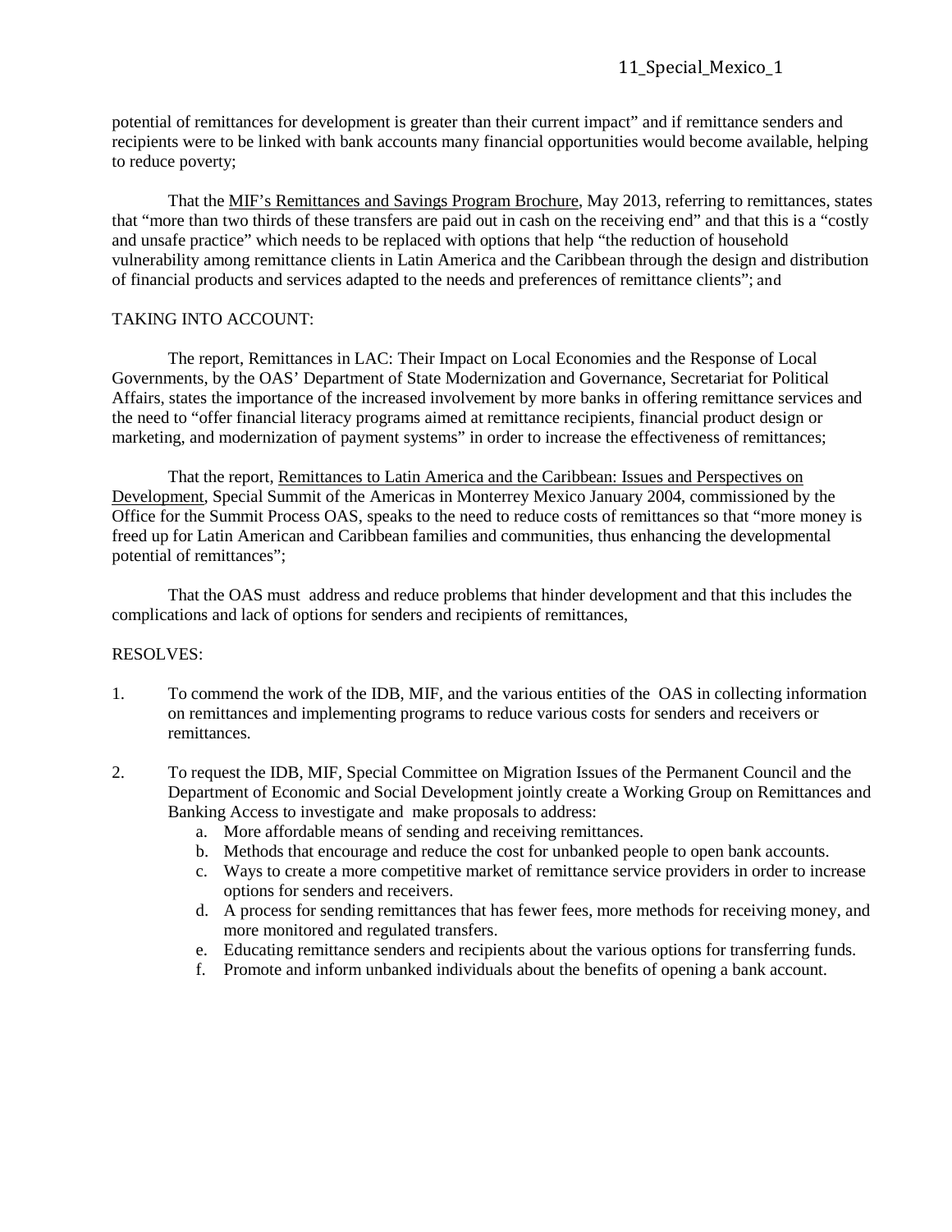potential of remittances for development is greater than their current impact" and if remittance senders and recipients were to be linked with bank accounts many financial opportunities would become available, helping to reduce poverty;

That the MIF's Remittances and Savings Program Brochure, May 2013, referring to remittances, states that "more than two thirds of these transfers are paid out in cash on the receiving end" and that this is a "costly and unsafe practice" which needs to be replaced with options that help "the reduction of household vulnerability among remittance clients in Latin America and the Caribbean through the design and distribution of financial products and services adapted to the needs and preferences of remittance clients"; and

TAKING INTO ACCOUNT:

The report, Remittances in LAC: Their Impact on Local Economies and the Response of Local Governments, by the OAS' Department of State Modernization and Governance, Secretariat for Political Affairs, states the importance of the increased involvement by more banks in offering remittance services and the need to "offer financial literacy programs aimed at remittance recipients, financial product design or marketing, and modernization of payment systems" in order to increase the effectiveness of remittances;

That the report, Remittances to Latin America and the Caribbean: Issues and Perspectives on Development, Special Summit of the Americas in Monterrey Mexico January 2004, commissioned by the Office for the Summit Process OAS, speaks to the need to reduce costs of remittances so that "more money is freed up for Latin American and Caribbean families and communities, thus enhancing the developmental potential of remittances";

That the OAS must address and reduce problems that hinder development and that this includes the complications and lack of options for senders and recipients of remittances,

RESOLVES:

1. To commend the work of the IDB, MIF, and the various entities of the OAS in collecting information on remittances and implementing programs to reduce various costs for senders and receivers or remittances.

2. To request the IDB, MIF, Special Committee on Migration Issues of the Permanent Council and the Department of Economic and Social Development jointly create a Working Group on Remittances and Banking Access to investigate and make proposals to address:
   a. More affordable means of sending and receiving remittances.
   b. Methods that encourage and reduce the cost for unbanked people to open bank accounts.
   c. Ways to create a more competitive market of remittance service providers in order to increase options for senders and receivers.
   d. A process for sending remittances that has fewer fees, more methods for receiving money, and more monitored and regulated transfers.
   e. Educating remittance senders and recipients about the various options for transferring funds.
   f. Promote and inform unbanked individuals about the benefits of opening a bank account.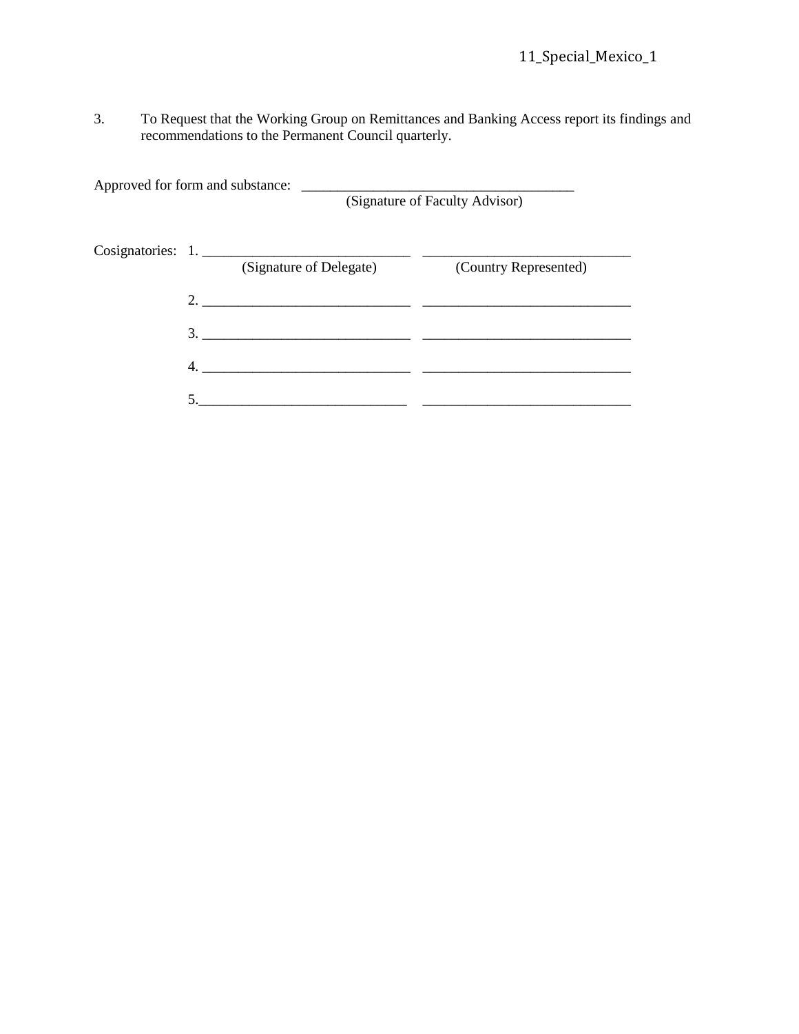3. To Request that the Working Group on Remittances and Banking Access report its findings and recommendations to the Permanent Council quarterly.

Approved for form and substance: ______________________________________
(Signature of Faculty Advisor)

Cosignatories:

| | (Signature of Delegate) | (Country Represented) |
|---|---|---|
| 1. | _____________________________ | _____________________________ |
| 2. | _____________________________ | _____________________________ |
| 3. | _____________________________ | _____________________________ |
| 4. | _____________________________ | _____________________________ |
| 5. | _____________________________ | _____________________________ |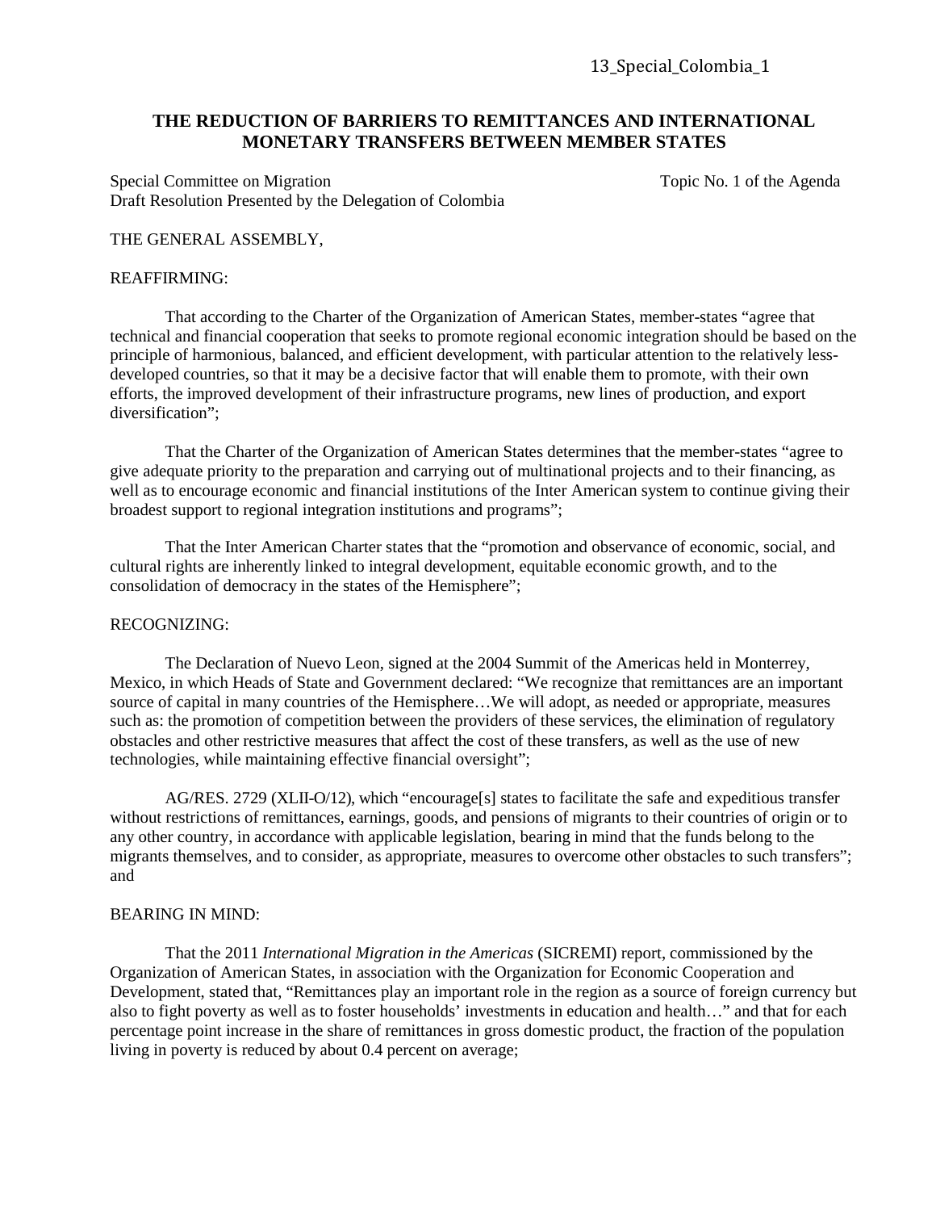13_Special_Colombia_1

**THE REDUCTION OF BARRIERS TO REMITTANCES AND INTERNATIONAL MONETARY TRANSFERS BETWEEN MEMBER STATES**

Special Committee on Migration — Topic No. 1 of the Agenda

Draft Resolution Presented by the Delegation of Colombia

THE GENERAL ASSEMBLY,

REAFFIRMING:

That according to the Charter of the Organization of American States, member-states "agree that technical and financial cooperation that seeks to promote regional economic integration should be based on the principle of harmonious, balanced, and efficient development, with particular attention to the relatively less-developed countries, so that it may be a decisive factor that will enable them to promote, with their own efforts, the improved development of their infrastructure programs, new lines of production, and export diversification";

That the Charter of the Organization of American States determines that the member-states "agree to give adequate priority to the preparation and carrying out of multinational projects and to their financing, as well as to encourage economic and financial institutions of the Inter American system to continue giving their broadest support to regional integration institutions and programs";

That the Inter American Charter states that the "promotion and observance of economic, social, and cultural rights are inherently linked to integral development, equitable economic growth, and to the consolidation of democracy in the states of the Hemisphere";

RECOGNIZING:

The Declaration of Nuevo Leon, signed at the 2004 Summit of the Americas held in Monterrey, Mexico, in which Heads of State and Government declared: "We recognize that remittances are an important source of capital in many countries of the Hemisphere…We will adopt, as needed or appropriate, measures such as: the promotion of competition between the providers of these services, the elimination of regulatory obstacles and other restrictive measures that affect the cost of these transfers, as well as the use of new technologies, while maintaining effective financial oversight";

AG/RES. 2729 (XLII-O/12), which "encourage[s] states to facilitate the safe and expeditious transfer without restrictions of remittances, earnings, goods, and pensions of migrants to their countries of origin or to any other country, in accordance with applicable legislation, bearing in mind that the funds belong to the migrants themselves, and to consider, as appropriate, measures to overcome other obstacles to such transfers"; and

BEARING IN MIND:

That the 2011 *International Migration in the Americas* (SICREMI) report, commissioned by the Organization of American States, in association with the Organization for Economic Cooperation and Development, stated that, "Remittances play an important role in the region as a source of foreign currency but also to fight poverty as well as to foster households' investments in education and health…" and that for each percentage point increase in the share of remittances in gross domestic product, the fraction of the population living in poverty is reduced by about 0.4 percent on average;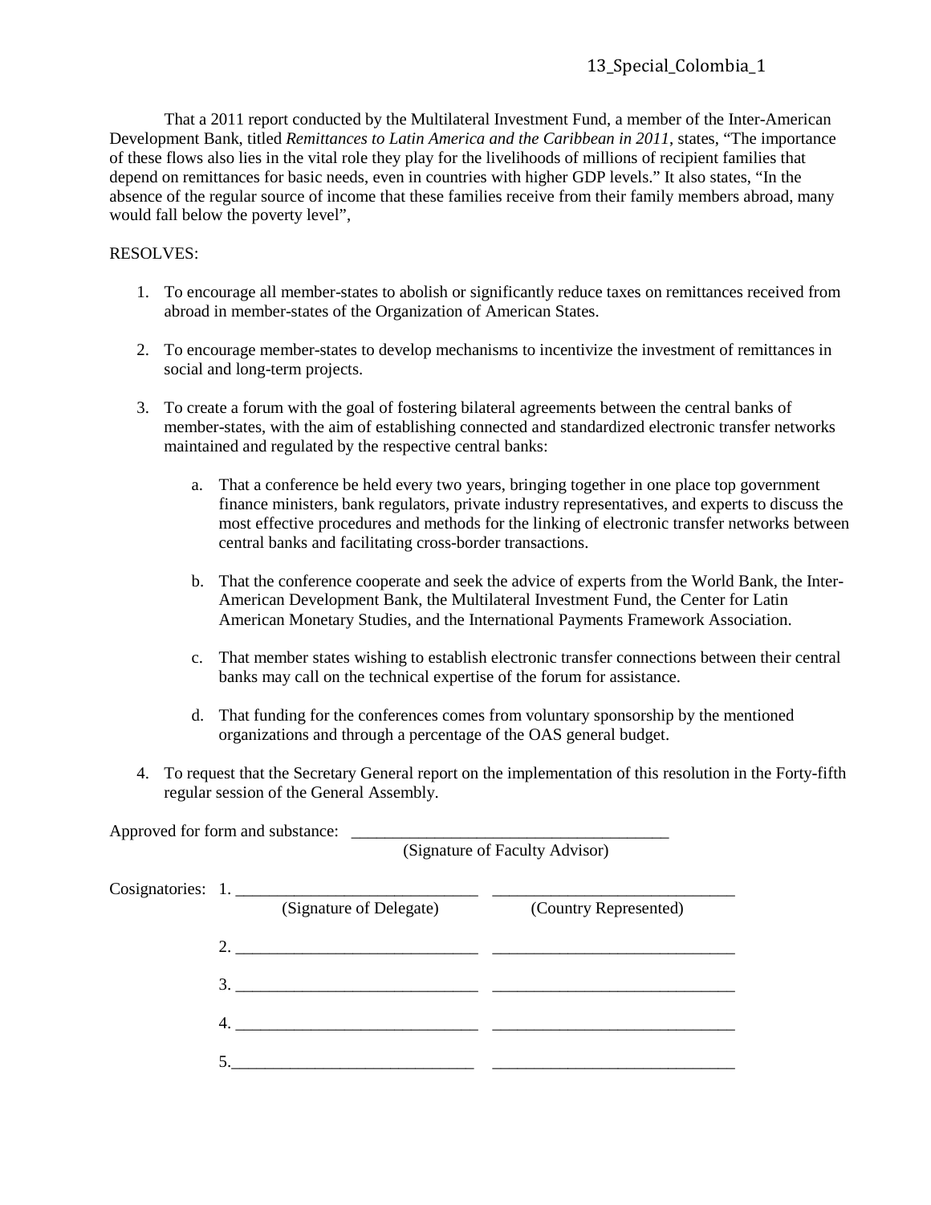That a 2011 report conducted by the Multilateral Investment Fund, a member of the Inter-American Development Bank, titled *Remittances to Latin America and the Caribbean in 2011*, states, "The importance of these flows also lies in the vital role they play for the livelihoods of millions of recipient families that depend on remittances for basic needs, even in countries with higher GDP levels." It also states, "In the absence of the regular source of income that these families receive from their family members abroad, many would fall below the poverty level",

RESOLVES:

1. To encourage all member-states to abolish or significantly reduce taxes on remittances received from abroad in member-states of the Organization of American States.

2. To encourage member-states to develop mechanisms to incentivize the investment of remittances in social and long-term projects.

3. To create a forum with the goal of fostering bilateral agreements between the central banks of member-states, with the aim of establishing connected and standardized electronic transfer networks maintained and regulated by the respective central banks:

    a. That a conference be held every two years, bringing together in one place top government finance ministers, bank regulators, private industry representatives, and experts to discuss the most effective procedures and methods for the linking of electronic transfer networks between central banks and facilitating cross-border transactions.

    b. That the conference cooperate and seek the advice of experts from the World Bank, the Inter-American Development Bank, the Multilateral Investment Fund, the Center for Latin American Monetary Studies, and the International Payments Framework Association.

    c. That member states wishing to establish electronic transfer connections between their central banks may call on the technical expertise of the forum for assistance.

    d. That funding for the conferences comes from voluntary sponsorship by the mentioned organizations and through a percentage of the OAS general budget.

4. To request that the Secretary General report on the implementation of this resolution in the Forty-fifth regular session of the General Assembly.

Approved for form and substance: ______________________________________
(Signature of Faculty Advisor)

Cosignatories:

1. _____________________________ _____________________________
(Signature of Delegate) (Country Represented)

2. _____________________________ _____________________________

3. _____________________________ _____________________________

4. _____________________________ _____________________________

5. _____________________________ _____________________________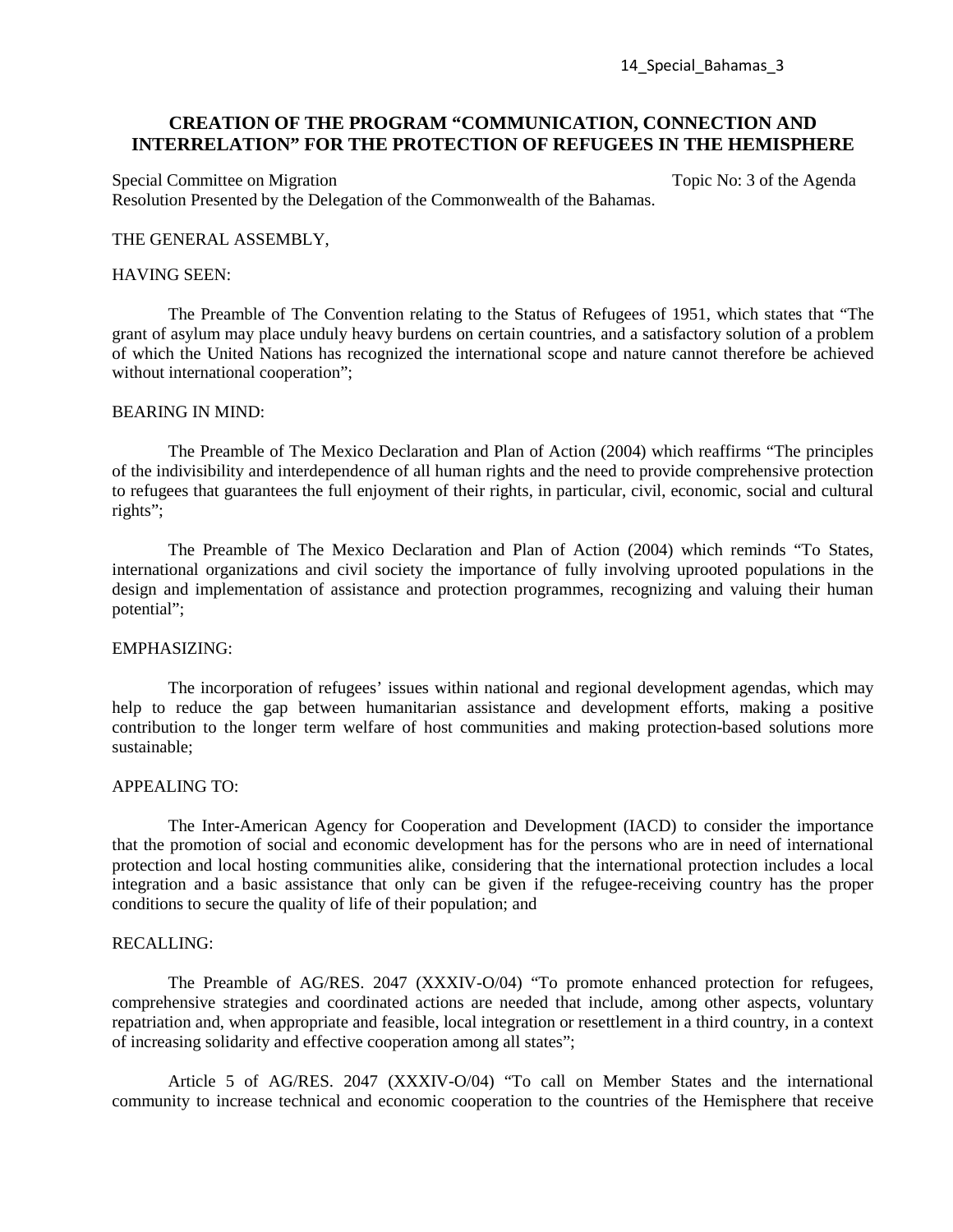**CREATION OF THE PROGRAM "COMMUNICATION, CONNECTION AND INTERRELATION" FOR THE PROTECTION OF REFUGEES IN THE HEMISPHERE**

Special Committee on Migration — Topic No: 3 of the Agenda

Resolution Presented by the Delegation of the Commonwealth of the Bahamas.

THE GENERAL ASSEMBLY,

HAVING SEEN:

The Preamble of The Convention relating to the Status of Refugees of 1951, which states that "The grant of asylum may place unduly heavy burdens on certain countries, and a satisfactory solution of a problem of which the United Nations has recognized the international scope and nature cannot therefore be achieved without international cooperation";

BEARING IN MIND:

The Preamble of The Mexico Declaration and Plan of Action (2004) which reaffirms "The principles of the indivisibility and interdependence of all human rights and the need to provide comprehensive protection to refugees that guarantees the full enjoyment of their rights, in particular, civil, economic, social and cultural rights";

The Preamble of The Mexico Declaration and Plan of Action (2004) which reminds "To States, international organizations and civil society the importance of fully involving uprooted populations in the design and implementation of assistance and protection programmes, recognizing and valuing their human potential";

EMPHASIZING:

The incorporation of refugees' issues within national and regional development agendas, which may help to reduce the gap between humanitarian assistance and development efforts, making a positive contribution to the longer term welfare of host communities and making protection-based solutions more sustainable;

APPEALING TO:

The Inter-American Agency for Cooperation and Development (IACD) to consider the importance that the promotion of social and economic development has for the persons who are in need of international protection and local hosting communities alike, considering that the international protection includes a local integration and a basic assistance that only can be given if the refugee-receiving country has the proper conditions to secure the quality of life of their population; and

RECALLING:

The Preamble of AG/RES. 2047 (XXXIV-O/04) "To promote enhanced protection for refugees, comprehensive strategies and coordinated actions are needed that include, among other aspects, voluntary repatriation and, when appropriate and feasible, local integration or resettlement in a third country, in a context of increasing solidarity and effective cooperation among all states";

Article 5 of AG/RES. 2047 (XXXIV-O/04) "To call on Member States and the international community to increase technical and economic cooperation to the countries of the Hemisphere that receive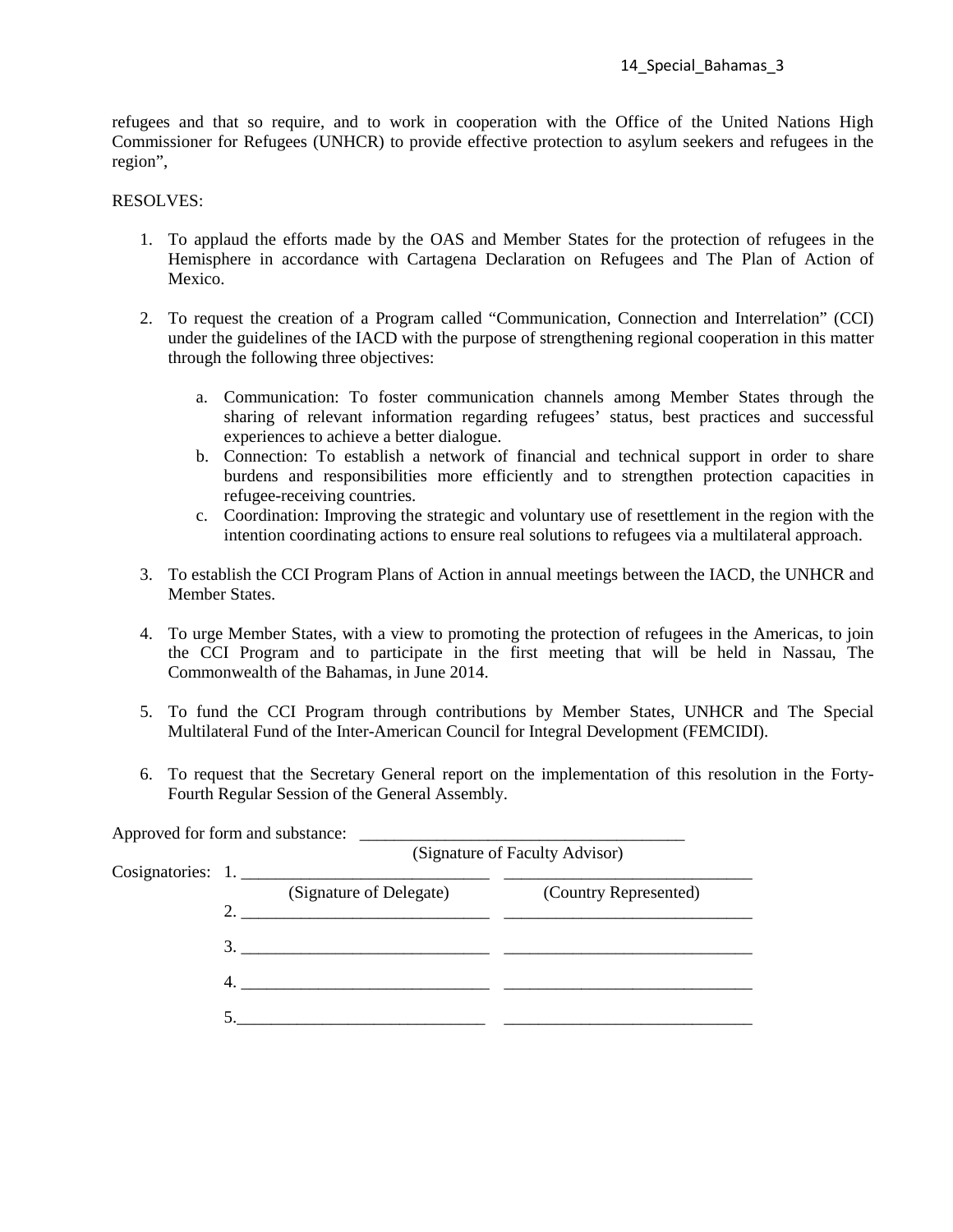refugees and that so require, and to work in cooperation with the Office of the United Nations High Commissioner for Refugees (UNHCR) to provide effective protection to asylum seekers and refugees in the region",

RESOLVES:

1. To applaud the efforts made by the OAS and Member States for the protection of refugees in the Hemisphere in accordance with Cartagena Declaration on Refugees and The Plan of Action of Mexico.

2. To request the creation of a Program called "Communication, Connection and Interrelation" (CCI) under the guidelines of the IACD with the purpose of strengthening regional cooperation in this matter through the following three objectives:

   a. Communication: To foster communication channels among Member States through the sharing of relevant information regarding refugees' status, best practices and successful experiences to achieve a better dialogue.
   b. Connection: To establish a network of financial and technical support in order to share burdens and responsibilities more efficiently and to strengthen protection capacities in refugee-receiving countries.
   c. Coordination: Improving the strategic and voluntary use of resettlement in the region with the intention coordinating actions to ensure real solutions to refugees via a multilateral approach.

3. To establish the CCI Program Plans of Action in annual meetings between the IACD, the UNHCR and Member States.

4. To urge Member States, with a view to promoting the protection of refugees in the Americas, to join the CCI Program and to participate in the first meeting that will be held in Nassau, The Commonwealth of the Bahamas, in June 2014.

5. To fund the CCI Program through contributions by Member States, UNHCR and The Special Multilateral Fund of the Inter-American Council for Integral Development (FEMCIDI).

6. To request that the Secretary General report on the implementation of this resolution in the Forty-Fourth Regular Session of the General Assembly.

Approved for form and substance: _______________________________________
(Signature of Faculty Advisor)

Cosignatories: 1. _____________________________ _____________________________
(Signature of Delegate) (Country Represented)

2. _____________________________ _____________________________

3. _____________________________ _____________________________

4. _____________________________ _____________________________

5. _____________________________ _____________________________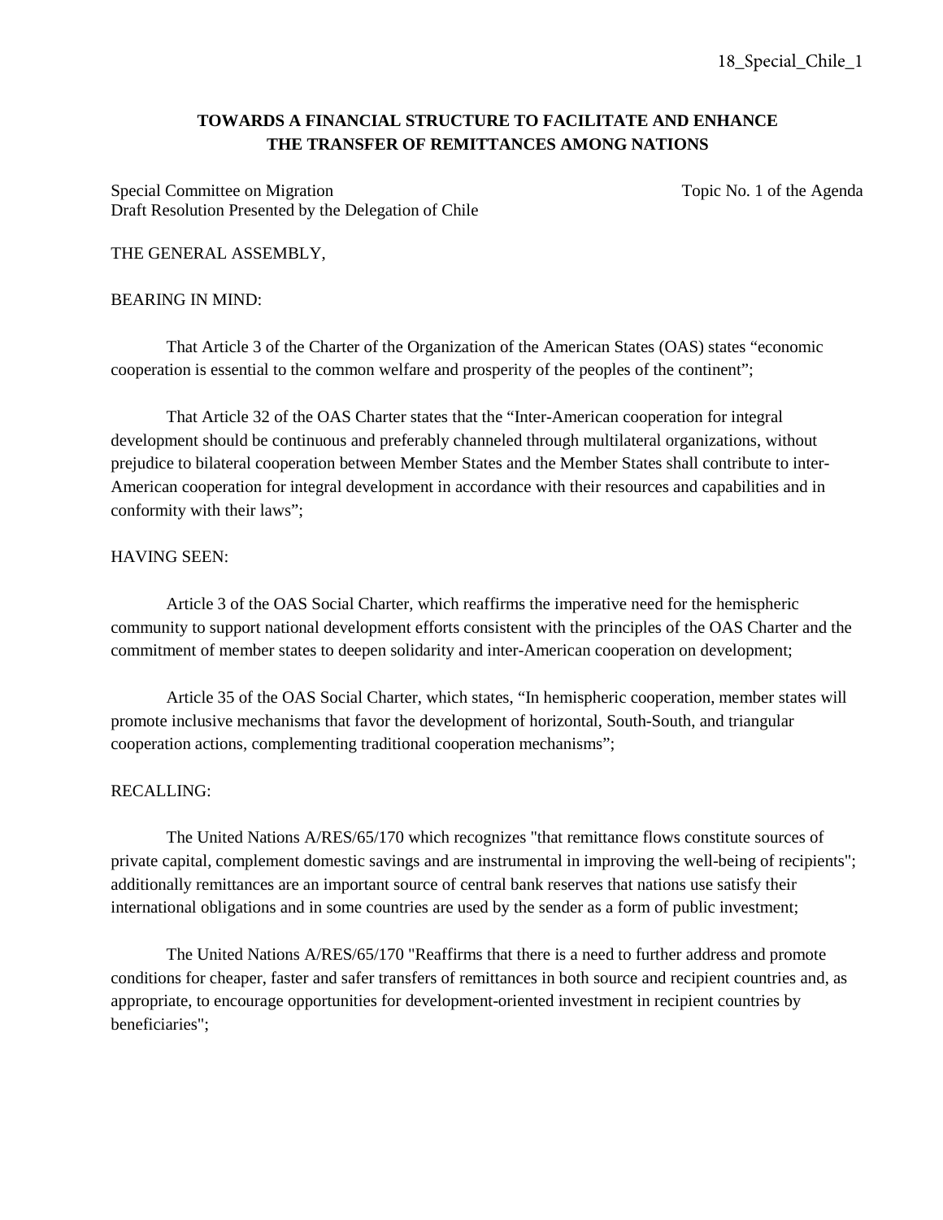18_Special_Chile_1

**TOWARDS A FINANCIAL STRUCTURE TO FACILITATE AND ENHANCE THE TRANSFER OF REMITTANCES AMONG NATIONS**

Special Committee on Migration
Draft Resolution Presented by the Delegation of Chile

Topic No. 1 of the Agenda

THE GENERAL ASSEMBLY,

BEARING IN MIND:

That Article 3 of the Charter of the Organization of the American States (OAS) states "economic cooperation is essential to the common welfare and prosperity of the peoples of the continent";

That Article 32 of the OAS Charter states that the "Inter-American cooperation for integral development should be continuous and preferably channeled through multilateral organizations, without prejudice to bilateral cooperation between Member States and the Member States shall contribute to inter-American cooperation for integral development in accordance with their resources and capabilities and in conformity with their laws";

HAVING SEEN:

Article 3 of the OAS Social Charter, which reaffirms the imperative need for the hemispheric community to support national development efforts consistent with the principles of the OAS Charter and the commitment of member states to deepen solidarity and inter-American cooperation on development;

Article 35 of the OAS Social Charter, which states, "In hemispheric cooperation, member states will promote inclusive mechanisms that favor the development of horizontal, South-South, and triangular cooperation actions, complementing traditional cooperation mechanisms";

RECALLING:

The United Nations A/RES/65/170 which recognizes "that remittance flows constitute sources of private capital, complement domestic savings and are instrumental in improving the well-being of recipients"; additionally remittances are an important source of central bank reserves that nations use satisfy their international obligations and in some countries are used by the sender as a form of public investment;

The United Nations A/RES/65/170 "Reaffirms that there is a need to further address and promote conditions for cheaper, faster and safer transfers of remittances in both source and recipient countries and, as appropriate, to encourage opportunities for development-oriented investment in recipient countries by beneficiaries";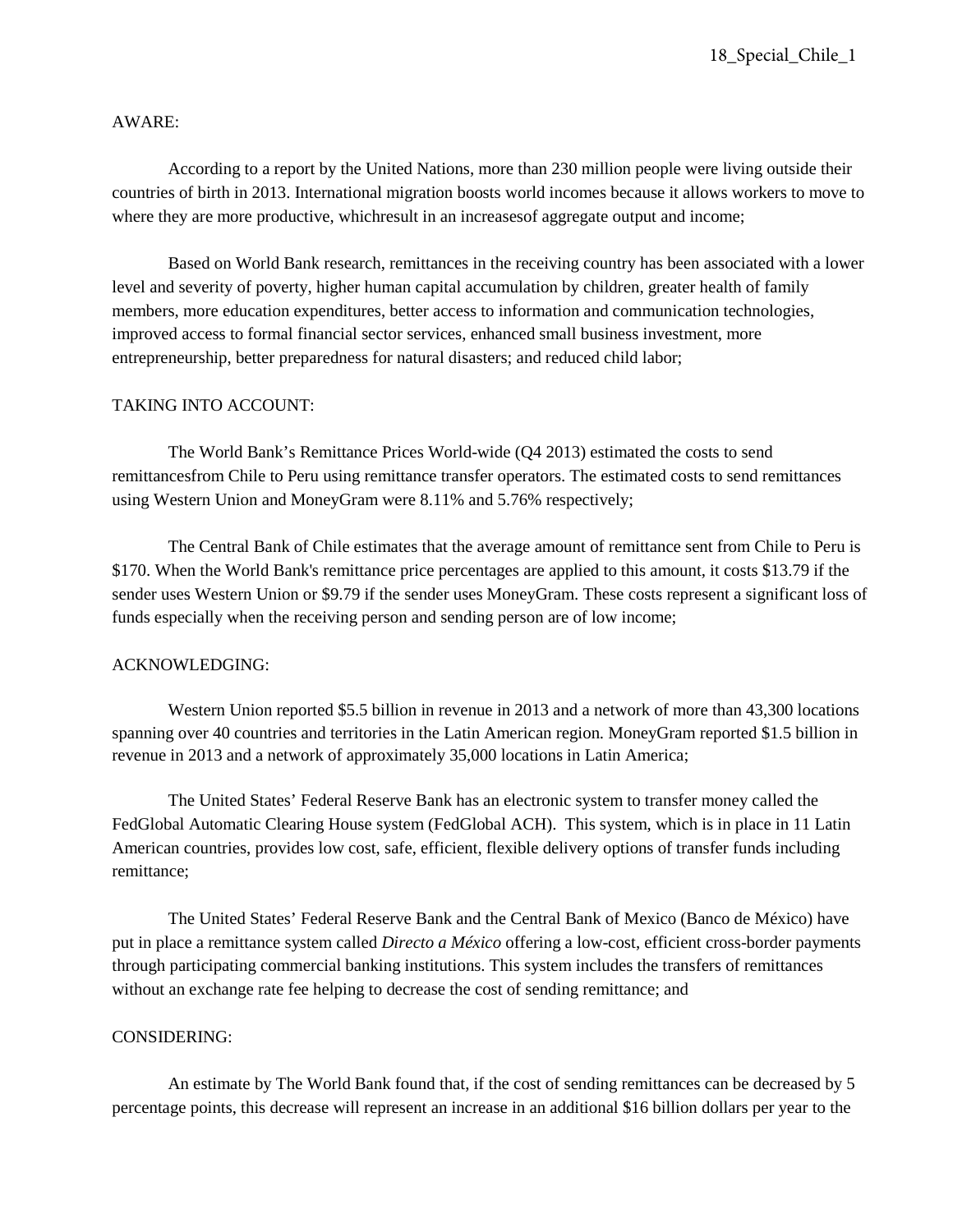AWARE:

According to a report by the United Nations, more than 230 million people were living outside their countries of birth in 2013. International migration boosts world incomes because it allows workers to move to where they are more productive, whichresult in an increasesof aggregate output and income;

Based on World Bank research, remittances in the receiving country has been associated with a lower level and severity of poverty, higher human capital accumulation by children, greater health of family members, more education expenditures, better access to information and communication technologies, improved access to formal financial sector services, enhanced small business investment, more entrepreneurship, better preparedness for natural disasters; and reduced child labor;

TAKING INTO ACCOUNT:

The World Bank's Remittance Prices World-wide (Q4 2013) estimated the costs to send remittancesfrom Chile to Peru using remittance transfer operators. The estimated costs to send remittances using Western Union and MoneyGram were 8.11% and 5.76% respectively;

The Central Bank of Chile estimates that the average amount of remittance sent from Chile to Peru is $170. When the World Bank's remittance price percentages are applied to this amount, it costs $13.79 if the sender uses Western Union or $9.79 if the sender uses MoneyGram. These costs represent a significant loss of funds especially when the receiving person and sending person are of low income;

ACKNOWLEDGING:

Western Union reported $5.5 billion in revenue in 2013 and a network of more than 43,300 locations spanning over 40 countries and territories in the Latin American region. MoneyGram reported $1.5 billion in revenue in 2013 and a network of approximately 35,000 locations in Latin America;

The United States' Federal Reserve Bank has an electronic system to transfer money called the FedGlobal Automatic Clearing House system (FedGlobal ACH). This system, which is in place in 11 Latin American countries, provides low cost, safe, efficient, flexible delivery options of transfer funds including remittance;

The United States' Federal Reserve Bank and the Central Bank of Mexico (Banco de México) have put in place a remittance system called *Directo a México* offering a low-cost, efficient cross-border payments through participating commercial banking institutions. This system includes the transfers of remittances without an exchange rate fee helping to decrease the cost of sending remittance; and

CONSIDERING:

An estimate by The World Bank found that, if the cost of sending remittances can be decreased by 5 percentage points, this decrease will represent an increase in an additional $16 billion dollars per year to the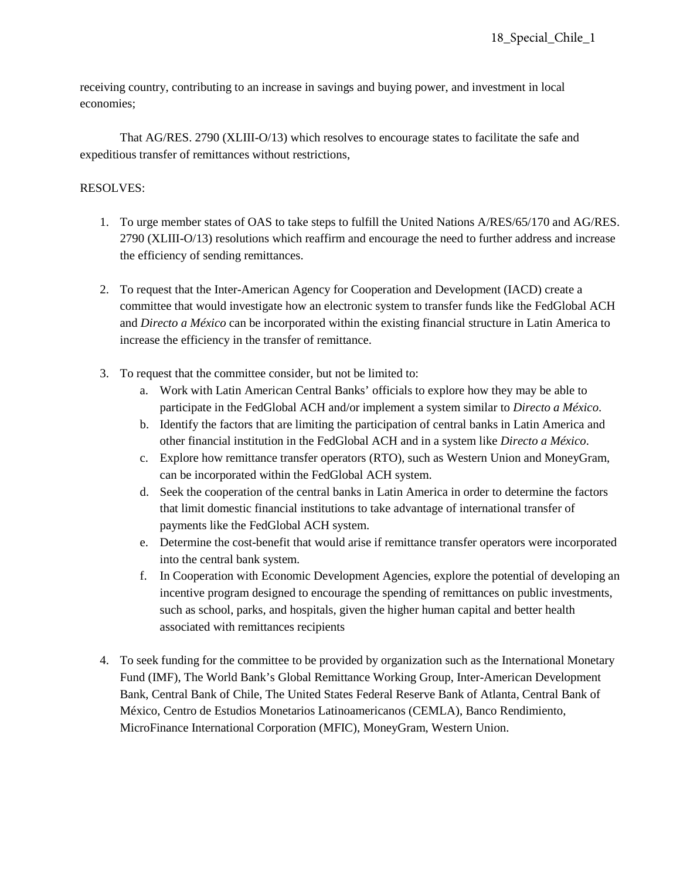receiving country, contributing to an increase in savings and buying power, and investment in local economies;

That AG/RES. 2790 (XLIII-O/13) which resolves to encourage states to facilitate the safe and expeditious transfer of remittances without restrictions,

RESOLVES:

1. To urge member states of OAS to take steps to fulfill the United Nations A/RES/65/170 and AG/RES. 2790 (XLIII-O/13) resolutions which reaffirm and encourage the need to further address and increase the efficiency of sending remittances.

2. To request that the Inter-American Agency for Cooperation and Development (IACD) create a committee that would investigate how an electronic system to transfer funds like the FedGlobal ACH and *Directo a México* can be incorporated within the existing financial structure in Latin America to increase the efficiency in the transfer of remittance.

3. To request that the committee consider, but not be limited to:
   a. Work with Latin American Central Banks' officials to explore how they may be able to participate in the FedGlobal ACH and/or implement a system similar to *Directo a México*.
   b. Identify the factors that are limiting the participation of central banks in Latin America and other financial institution in the FedGlobal ACH and in a system like *Directo a México*.
   c. Explore how remittance transfer operators (RTO), such as Western Union and MoneyGram, can be incorporated within the FedGlobal ACH system.
   d. Seek the cooperation of the central banks in Latin America in order to determine the factors that limit domestic financial institutions to take advantage of international transfer of payments like the FedGlobal ACH system.
   e. Determine the cost-benefit that would arise if remittance transfer operators were incorporated into the central bank system.
   f. In Cooperation with Economic Development Agencies, explore the potential of developing an incentive program designed to encourage the spending of remittances on public investments, such as school, parks, and hospitals, given the higher human capital and better health associated with remittances recipients

4. To seek funding for the committee to be provided by organization such as the International Monetary Fund (IMF), The World Bank's Global Remittance Working Group, Inter-American Development Bank, Central Bank of Chile, The United States Federal Reserve Bank of Atlanta, Central Bank of México, Centro de Estudios Monetarios Latinoamericanos (CEMLA), Banco Rendimiento, MicroFinance International Corporation (MFIC), MoneyGram, Western Union.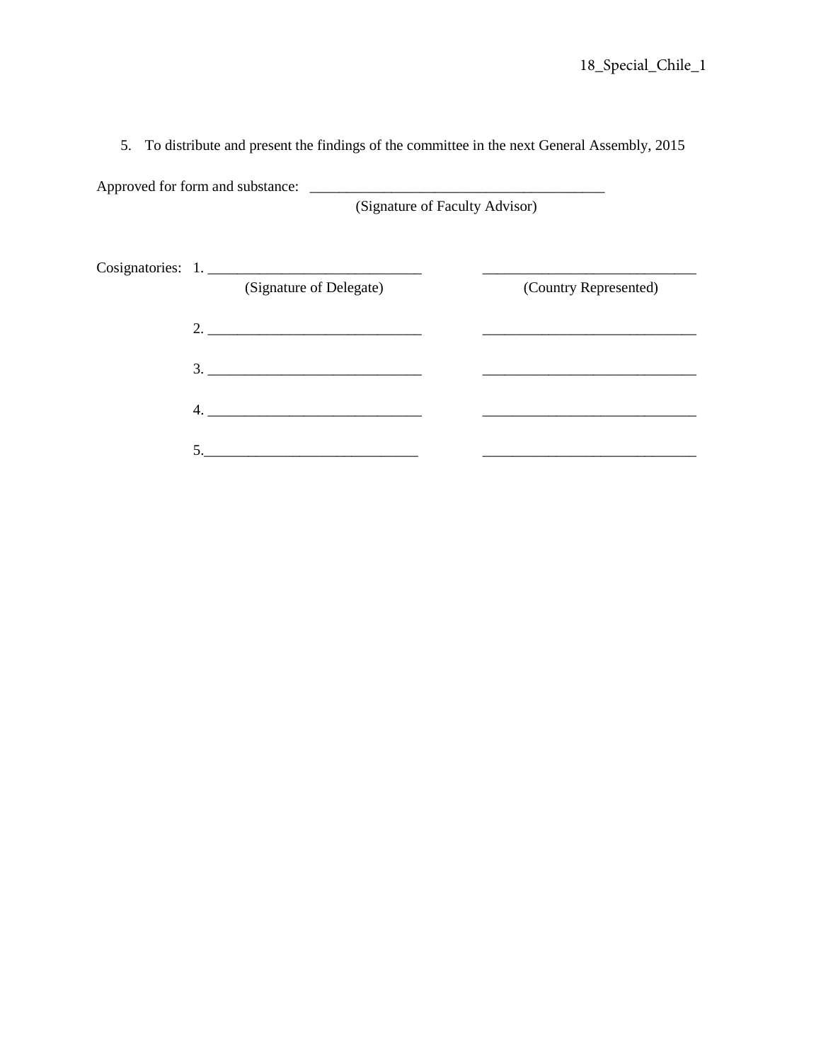5. To distribute and present the findings of the committee in the next General Assembly, 2015

Approved for form and substance: ________________________________________
(Signature of Faculty Advisor)

Cosignatories:

| | (Signature of Delegate) | (Country Represented) |
|---|---|---|
| 1. | ____________________________ | ____________________________ |
| 2. | ____________________________ | ____________________________ |
| 3. | ____________________________ | ____________________________ |
| 4. | ____________________________ | ____________________________ |
| 5. | ____________________________ | ____________________________ |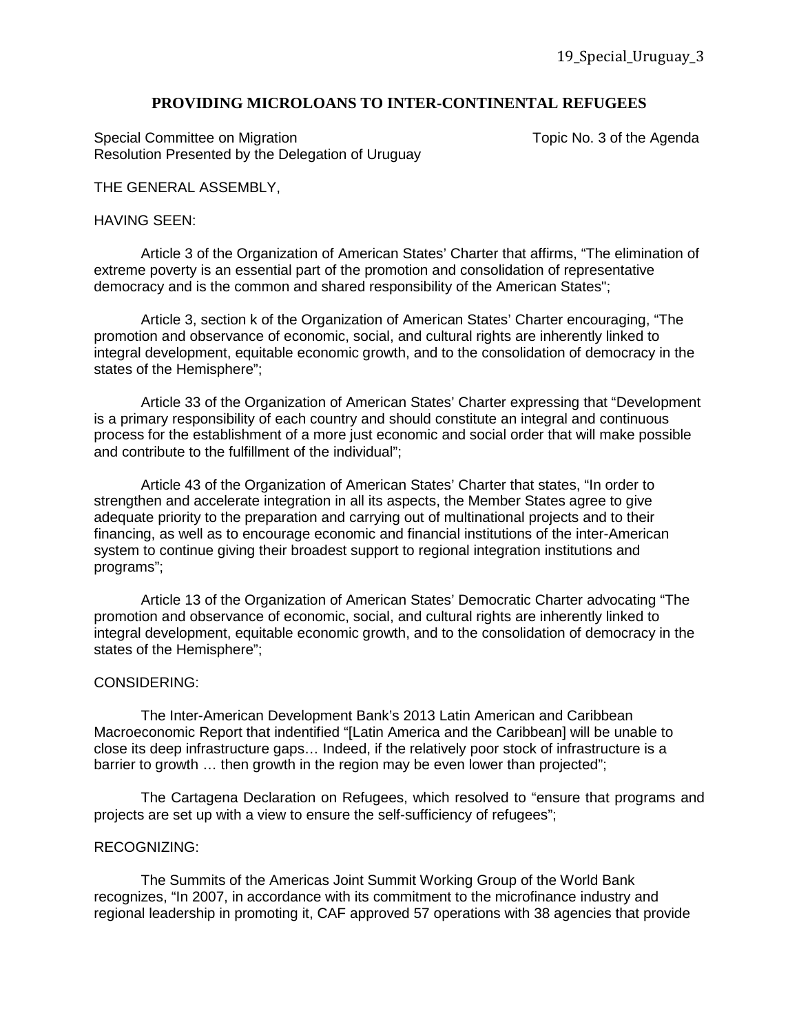# PROVIDING MICROLOANS TO INTER-CONTINENTAL REFUGEES

Special Committee on Migration Topic No. 3 of the Agenda
Resolution Presented by the Delegation of Uruguay

THE GENERAL ASSEMBLY,

HAVING SEEN:

Article 3 of the Organization of American States' Charter that affirms, "The elimination of extreme poverty is an essential part of the promotion and consolidation of representative democracy and is the common and shared responsibility of the American States";

Article 3, section k of the Organization of American States' Charter encouraging, "The promotion and observance of economic, social, and cultural rights are inherently linked to integral development, equitable economic growth, and to the consolidation of democracy in the states of the Hemisphere";

Article 33 of the Organization of American States' Charter expressing that "Development is a primary responsibility of each country and should constitute an integral and continuous process for the establishment of a more just economic and social order that will make possible and contribute to the fulfillment of the individual";

Article 43 of the Organization of American States' Charter that states, "In order to strengthen and accelerate integration in all its aspects, the Member States agree to give adequate priority to the preparation and carrying out of multinational projects and to their financing, as well as to encourage economic and financial institutions of the inter-American system to continue giving their broadest support to regional integration institutions and programs";

Article 13 of the Organization of American States' Democratic Charter advocating "The promotion and observance of economic, social, and cultural rights are inherently linked to integral development, equitable economic growth, and to the consolidation of democracy in the states of the Hemisphere";

CONSIDERING:

The Inter-American Development Bank's 2013 Latin American and Caribbean Macroeconomic Report that indentified "[Latin America and the Caribbean] will be unable to close its deep infrastructure gaps… Indeed, if the relatively poor stock of infrastructure is a barrier to growth … then growth in the region may be even lower than projected";

The Cartagena Declaration on Refugees, which resolved to "ensure that programs and projects are set up with a view to ensure the self-sufficiency of refugees";

RECOGNIZING:

The Summits of the Americas Joint Summit Working Group of the World Bank recognizes, "In 2007, in accordance with its commitment to the microfinance industry and regional leadership in promoting it, CAF approved 57 operations with 38 agencies that provide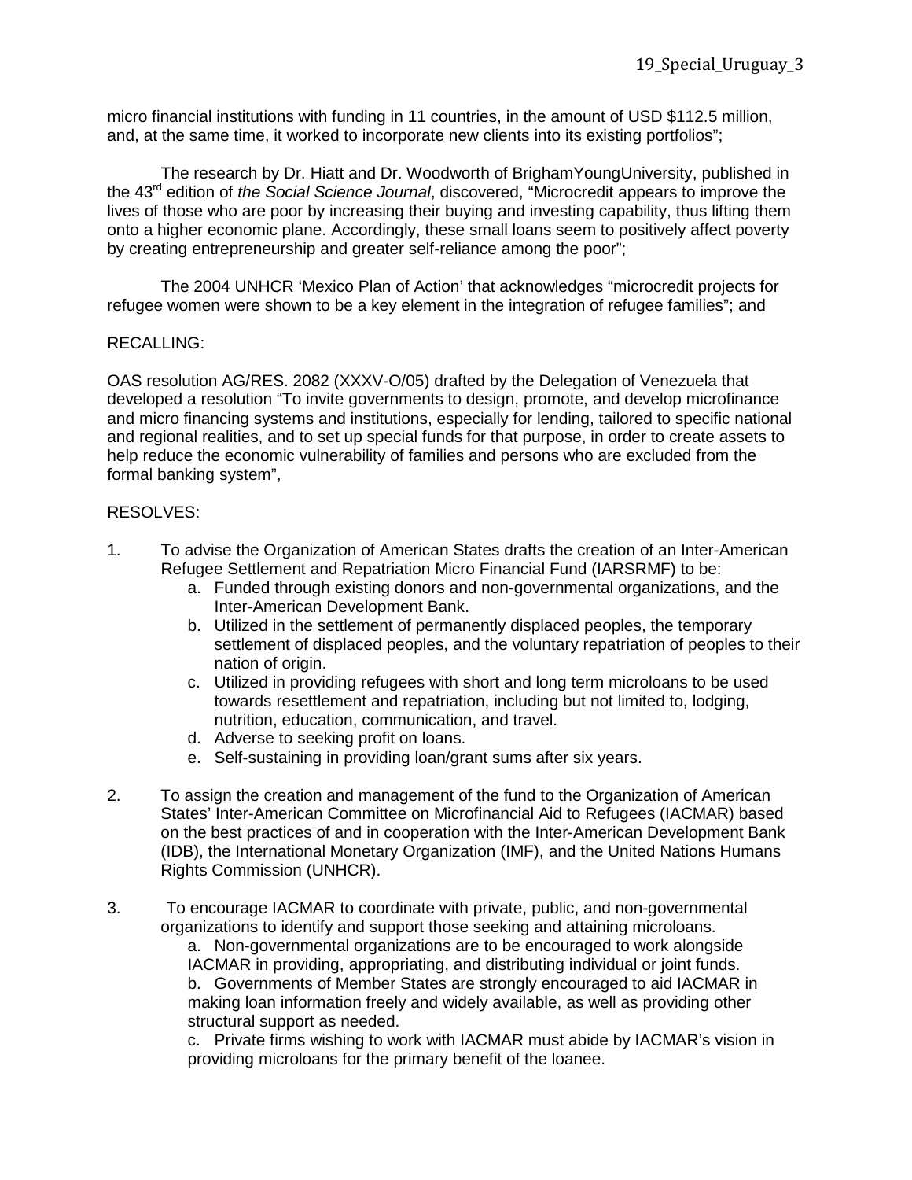micro financial institutions with funding in 11 countries, in the amount of USD $112.5 million, and, at the same time, it worked to incorporate new clients into its existing portfolios";

The research by Dr. Hiatt and Dr. Woodworth of BrighamYoungUniversity, published in the 43rd edition of *the Social Science Journal*, discovered, "Microcredit appears to improve the lives of those who are poor by increasing their buying and investing capability, thus lifting them onto a higher economic plane. Accordingly, these small loans seem to positively affect poverty by creating entrepreneurship and greater self-reliance among the poor";

The 2004 UNHCR 'Mexico Plan of Action' that acknowledges "microcredit projects for refugee women were shown to be a key element in the integration of refugee families"; and

RECALLING:

OAS resolution AG/RES. 2082 (XXXV-O/05) drafted by the Delegation of Venezuela that developed a resolution "To invite governments to design, promote, and develop microfinance and micro financing systems and institutions, especially for lending, tailored to specific national and regional realities, and to set up special funds for that purpose, in order to create assets to help reduce the economic vulnerability of families and persons who are excluded from the formal banking system",

RESOLVES:

1. To advise the Organization of American States drafts the creation of an Inter-American Refugee Settlement and Repatriation Micro Financial Fund (IARSRMF) to be:
   a. Funded through existing donors and non-governmental organizations, and the Inter-American Development Bank.
   b. Utilized in the settlement of permanently displaced peoples, the temporary settlement of displaced peoples, and the voluntary repatriation of peoples to their nation of origin.
   c. Utilized in providing refugees with short and long term microloans to be used towards resettlement and repatriation, including but not limited to, lodging, nutrition, education, communication, and travel.
   d. Adverse to seeking profit on loans.
   e. Self-sustaining in providing loan/grant sums after six years.

2. To assign the creation and management of the fund to the Organization of American States' Inter-American Committee on Microfinancial Aid to Refugees (IACMAR) based on the best practices of and in cooperation with the Inter-American Development Bank (IDB), the International Monetary Organization (IMF), and the United Nations Humans Rights Commission (UNHCR).

3. To encourage IACMAR to coordinate with private, public, and non-governmental organizations to identify and support those seeking and attaining microloans.
   a. Non-governmental organizations are to be encouraged to work alongside IACMAR in providing, appropriating, and distributing individual or joint funds.
   b. Governments of Member States are strongly encouraged to aid IACMAR in making loan information freely and widely available, as well as providing other structural support as needed.
   c. Private firms wishing to work with IACMAR must abide by IACMAR's vision in providing microloans for the primary benefit of the loanee.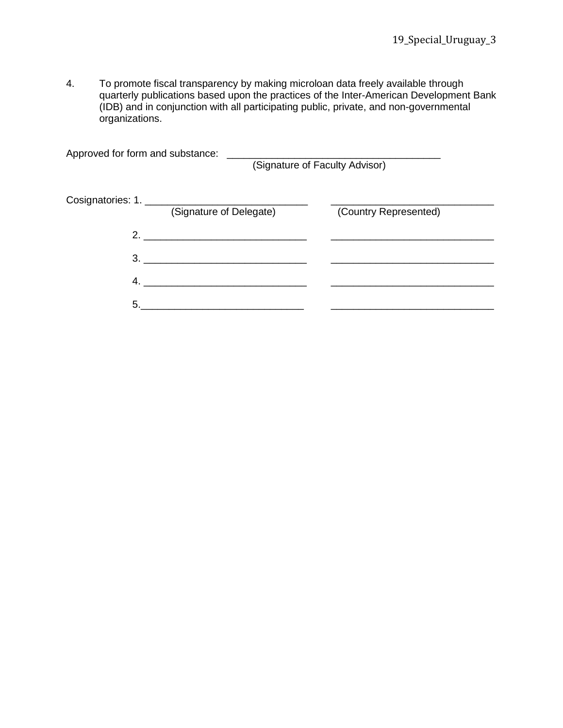4. To promote fiscal transparency by making microloan data freely available through quarterly publications based upon the practices of the Inter-American Development Bank (IDB) and in conjunction with all participating public, private, and non-governmental organizations.

Approved for form and substance: ______________________________________
(Signature of Faculty Advisor)

Cosignatories: 1. _____________________________ _____________________________
(Signature of Delegate) (Country Represented)

2. _____________________________ _____________________________

3. _____________________________ _____________________________

4. _____________________________ _____________________________

5. _____________________________ _____________________________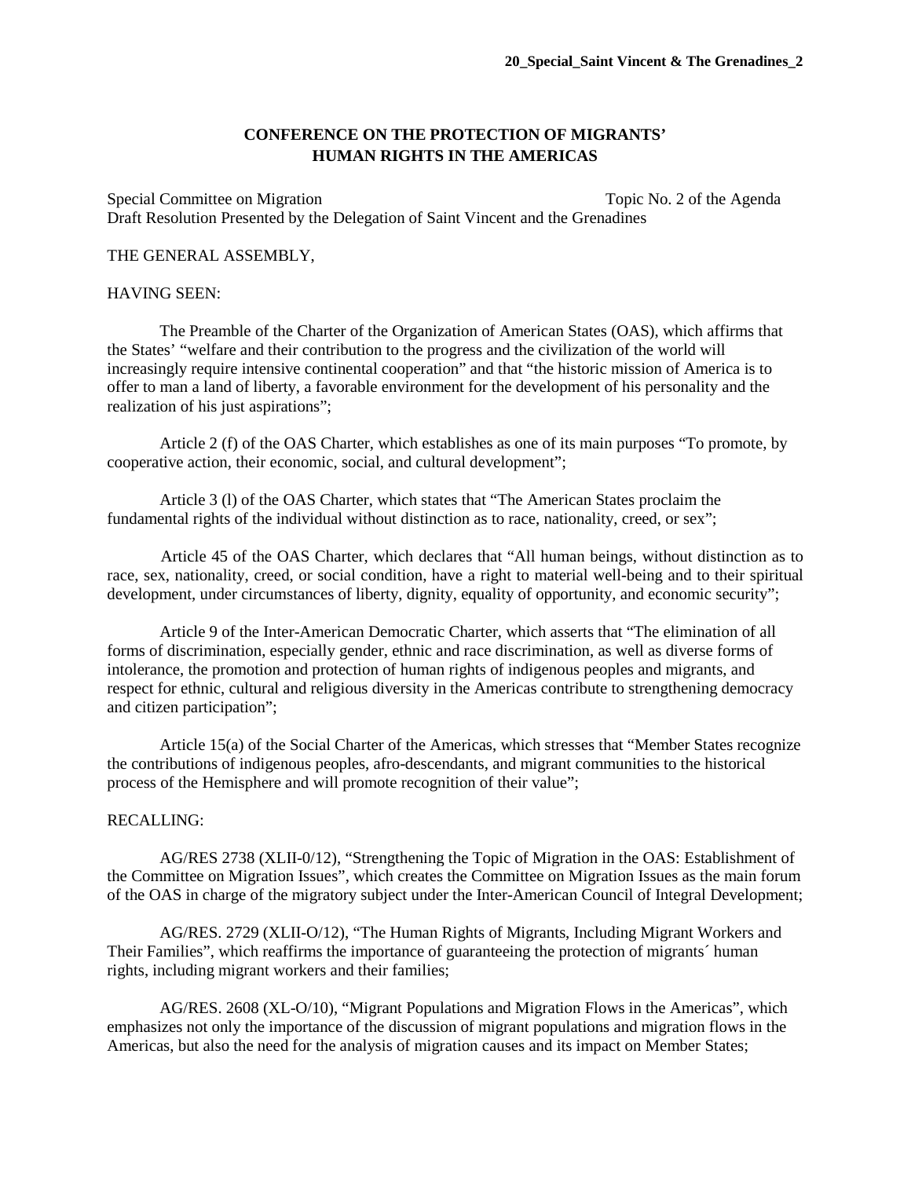**20_Special_Saint Vincent & The Grenadines_2**

**CONFERENCE ON THE PROTECTION OF MIGRANTS' HUMAN RIGHTS IN THE AMERICAS**

Special Committee on Migration — Topic No. 2 of the Agenda

Draft Resolution Presented by the Delegation of Saint Vincent and the Grenadines

THE GENERAL ASSEMBLY,

HAVING SEEN:

The Preamble of the Charter of the Organization of American States (OAS), which affirms that the States' "welfare and their contribution to the progress and the civilization of the world will increasingly require intensive continental cooperation" and that "the historic mission of America is to offer to man a land of liberty, a favorable environment for the development of his personality and the realization of his just aspirations";

Article 2 (f) of the OAS Charter, which establishes as one of its main purposes "To promote, by cooperative action, their economic, social, and cultural development";

Article 3 (l) of the OAS Charter, which states that "The American States proclaim the fundamental rights of the individual without distinction as to race, nationality, creed, or sex";

Article 45 of the OAS Charter, which declares that "All human beings, without distinction as to race, sex, nationality, creed, or social condition, have a right to material well-being and to their spiritual development, under circumstances of liberty, dignity, equality of opportunity, and economic security";

Article 9 of the Inter-American Democratic Charter, which asserts that "The elimination of all forms of discrimination, especially gender, ethnic and race discrimination, as well as diverse forms of intolerance, the promotion and protection of human rights of indigenous peoples and migrants, and respect for ethnic, cultural and religious diversity in the Americas contribute to strengthening democracy and citizen participation";

Article 15(a) of the Social Charter of the Americas, which stresses that "Member States recognize the contributions of indigenous peoples, afro-descendants, and migrant communities to the historical process of the Hemisphere and will promote recognition of their value";

RECALLING:

AG/RES 2738 (XLII-0/12), "Strengthening the Topic of Migration in the OAS: Establishment of the Committee on Migration Issues", which creates the Committee on Migration Issues as the main forum of the OAS in charge of the migratory subject under the Inter-American Council of Integral Development;

AG/RES. 2729 (XLII-O/12), "The Human Rights of Migrants, Including Migrant Workers and Their Families", which reaffirms the importance of guaranteeing the protection of migrants´ human rights, including migrant workers and their families;

AG/RES. 2608 (XL-O/10), "Migrant Populations and Migration Flows in the Americas", which emphasizes not only the importance of the discussion of migrant populations and migration flows in the Americas, but also the need for the analysis of migration causes and its impact on Member States;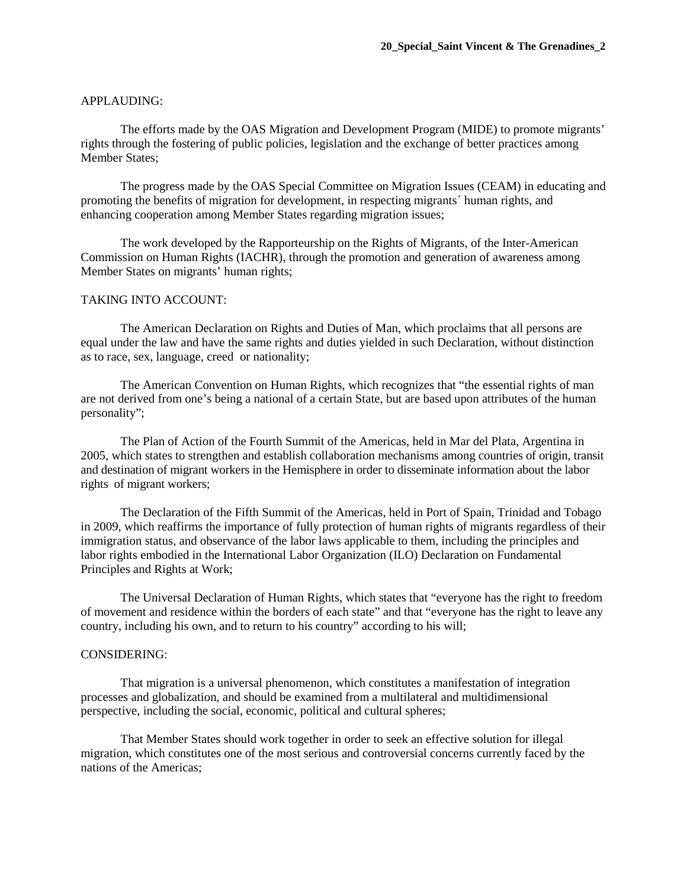APPLAUDING:

The efforts made by the OAS Migration and Development Program (MIDE) to promote migrants' rights through the fostering of public policies, legislation and the exchange of better practices among Member States;

The progress made by the OAS Special Committee on Migration Issues (CEAM) in educating and promoting the benefits of migration for development, in respecting migrants´ human rights, and enhancing cooperation among Member States regarding migration issues;

The work developed by the Rapporteurship on the Rights of Migrants, of the Inter-American Commission on Human Rights (IACHR), through the promotion and generation of awareness among Member States on migrants' human rights;

TAKING INTO ACCOUNT:

The American Declaration on Rights and Duties of Man, which proclaims that all persons are equal under the law and have the same rights and duties yielded in such Declaration, without distinction as to race, sex, language, creed or nationality;

The American Convention on Human Rights, which recognizes that "the essential rights of man are not derived from one's being a national of a certain State, but are based upon attributes of the human personality";

The Plan of Action of the Fourth Summit of the Americas, held in Mar del Plata, Argentina in 2005, which states to strengthen and establish collaboration mechanisms among countries of origin, transit and destination of migrant workers in the Hemisphere in order to disseminate information about the labor rights of migrant workers;

The Declaration of the Fifth Summit of the Americas, held in Port of Spain, Trinidad and Tobago in 2009, which reaffirms the importance of fully protection of human rights of migrants regardless of their immigration status, and observance of the labor laws applicable to them, including the principles and labor rights embodied in the International Labor Organization (ILO) Declaration on Fundamental Principles and Rights at Work;

The Universal Declaration of Human Rights, which states that "everyone has the right to freedom of movement and residence within the borders of each state" and that "everyone has the right to leave any country, including his own, and to return to his country" according to his will;

CONSIDERING:

That migration is a universal phenomenon, which constitutes a manifestation of integration processes and globalization, and should be examined from a multilateral and multidimensional perspective, including the social, economic, political and cultural spheres;

That Member States should work together in order to seek an effective solution for illegal migration, which constitutes one of the most serious and controversial concerns currently faced by the nations of the Americas;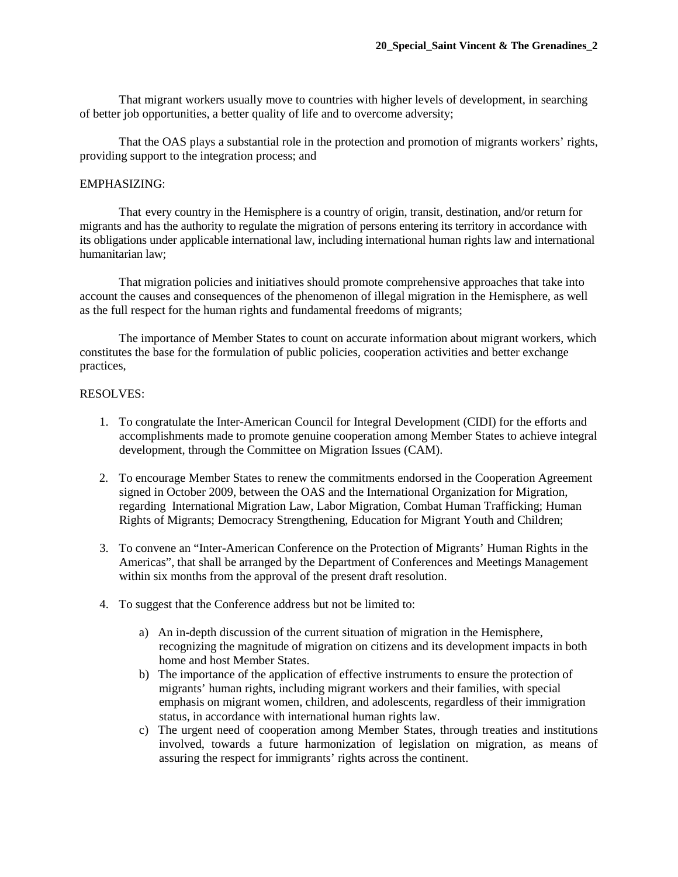That migrant workers usually move to countries with higher levels of development, in searching of better job opportunities, a better quality of life and to overcome adversity;

That the OAS plays a substantial role in the protection and promotion of migrants workers' rights, providing support to the integration process; and

EMPHASIZING:

That every country in the Hemisphere is a country of origin, transit, destination, and/or return for migrants and has the authority to regulate the migration of persons entering its territory in accordance with its obligations under applicable international law, including international human rights law and international humanitarian law;

That migration policies and initiatives should promote comprehensive approaches that take into account the causes and consequences of the phenomenon of illegal migration in the Hemisphere, as well as the full respect for the human rights and fundamental freedoms of migrants;

The importance of Member States to count on accurate information about migrant workers, which constitutes the base for the formulation of public policies, cooperation activities and better exchange practices,

RESOLVES:

1. To congratulate the Inter-American Council for Integral Development (CIDI) for the efforts and accomplishments made to promote genuine cooperation among Member States to achieve integral development, through the Committee on Migration Issues (CAM).

2. To encourage Member States to renew the commitments endorsed in the Cooperation Agreement signed in October 2009, between the OAS and the International Organization for Migration, regarding International Migration Law, Labor Migration, Combat Human Trafficking; Human Rights of Migrants; Democracy Strengthening, Education for Migrant Youth and Children;

3. To convene an "Inter-American Conference on the Protection of Migrants' Human Rights in the Americas", that shall be arranged by the Department of Conferences and Meetings Management within six months from the approval of the present draft resolution.

4. To suggest that the Conference address but not be limited to:

    a) An in-depth discussion of the current situation of migration in the Hemisphere, recognizing the magnitude of migration on citizens and its development impacts in both home and host Member States.
    b) The importance of the application of effective instruments to ensure the protection of migrants' human rights, including migrant workers and their families, with special emphasis on migrant women, children, and adolescents, regardless of their immigration status, in accordance with international human rights law.
    c) The urgent need of cooperation among Member States, through treaties and institutions involved, towards a future harmonization of legislation on migration, as means of assuring the respect for immigrants' rights across the continent.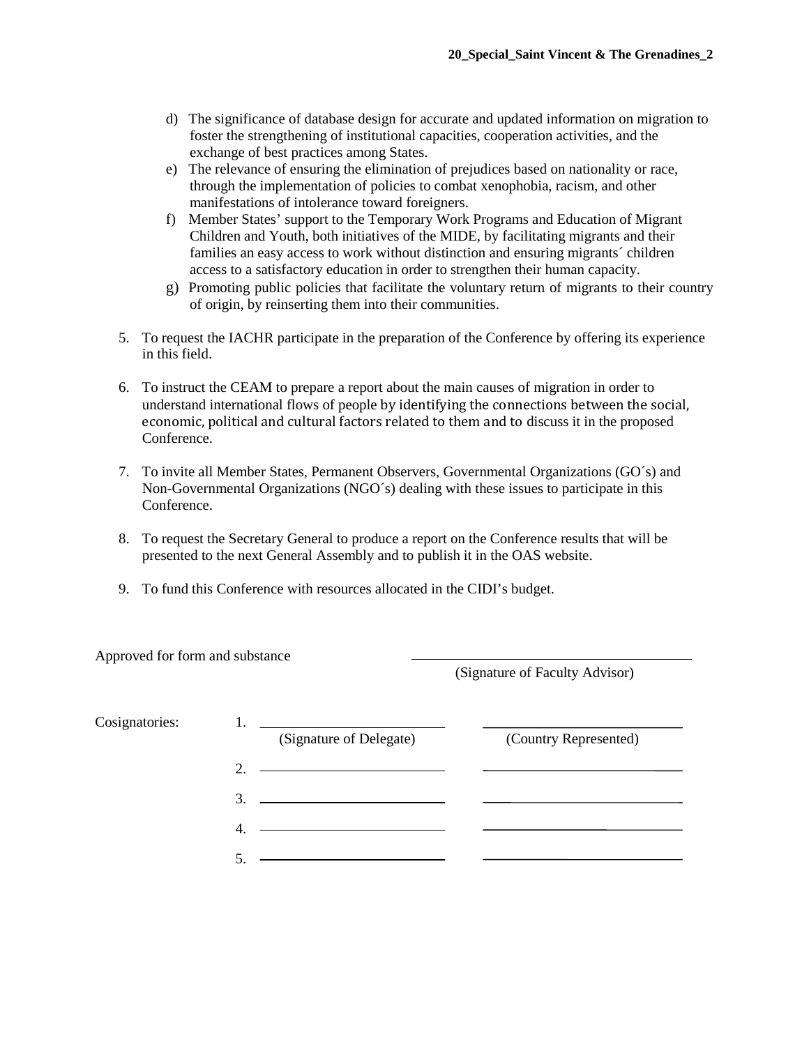d) The significance of database design for accurate and updated information on migration to foster the strengthening of institutional capacities, cooperation activities, and the exchange of best practices among States.

e) The relevance of ensuring the elimination of prejudices based on nationality or race, through the implementation of policies to combat xenophobia, racism, and other manifestations of intolerance toward foreigners.

f) Member States' support to the Temporary Work Programs and Education of Migrant Children and Youth, both initiatives of the MIDE, by facilitating migrants and their families an easy access to work without distinction and ensuring migrants´ children access to a satisfactory education in order to strengthen their human capacity.

g) Promoting public policies that facilitate the voluntary return of migrants to their country of origin, by reinserting them into their communities.

5. To request the IACHR participate in the preparation of the Conference by offering its experience in this field.

6. To instruct the CEAM to prepare a report about the main causes of migration in order to understand international flows of people by identifying the connections between the social, economic, political and cultural factors related to them and to discuss it in the proposed Conference.

7. To invite all Member States, Permanent Observers, Governmental Organizations (GO´s) and Non-Governmental Organizations (NGO´s) dealing with these issues to participate in this Conference.

8. To request the Secretary General to produce a report on the Conference results that will be presented to the next General Assembly and to publish it in the OAS website.

9. To fund this Conference with resources allocated in the CIDI's budget.

Approved for form and substance ________________________________
(Signature of Faculty Advisor)

Cosignatories:

1. ________________________ ________________________
(Signature of Delegate) (Country Represented)

2. ________________________ ________________________

3. ________________________ ________________________

4. ________________________ ________________________

5. ________________________ ________________________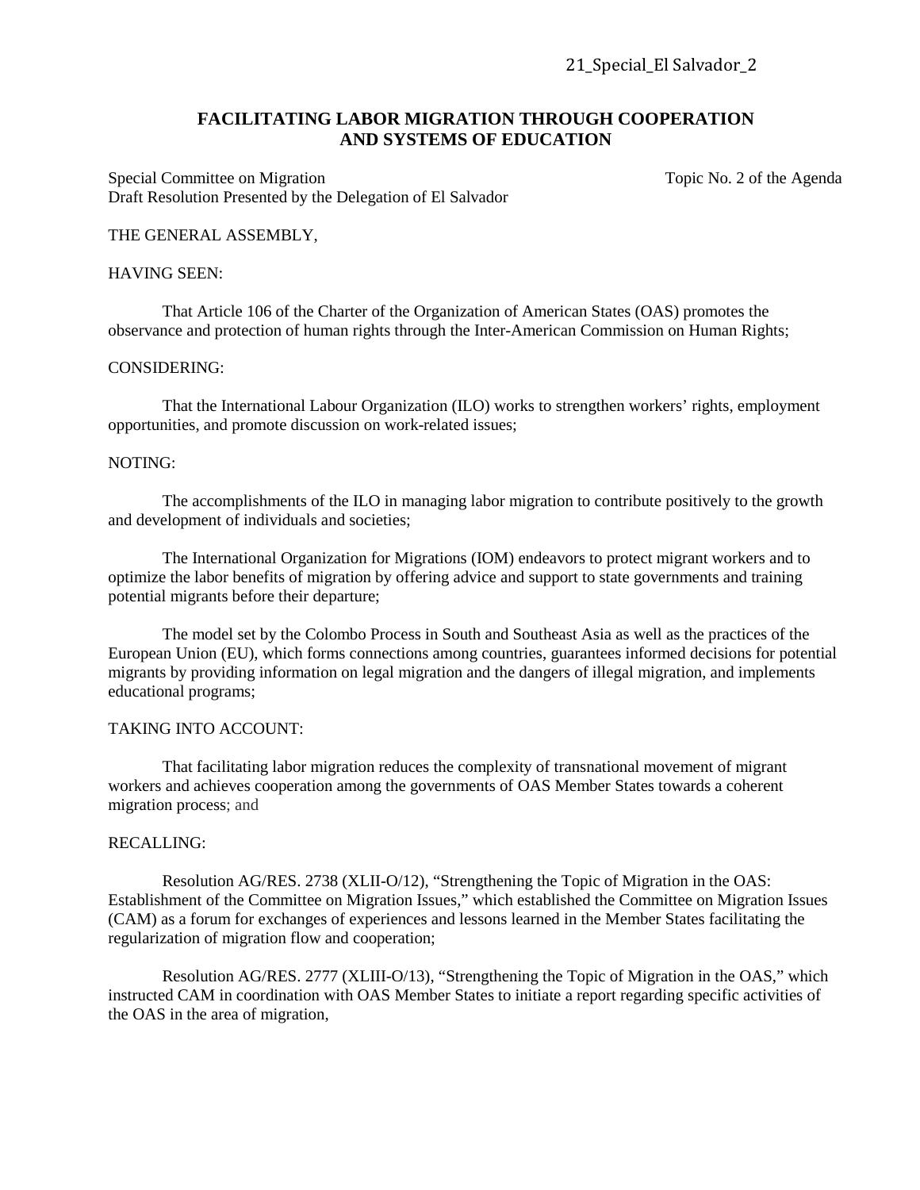21_Special_El Salvador_2

## FACILITATING LABOR MIGRATION THROUGH COOPERATION AND SYSTEMS OF EDUCATION

Special Committee on Migration Topic No. 2 of the Agenda
Draft Resolution Presented by the Delegation of El Salvador

THE GENERAL ASSEMBLY,

HAVING SEEN:

That Article 106 of the Charter of the Organization of American States (OAS) promotes the observance and protection of human rights through the Inter-American Commission on Human Rights;

CONSIDERING:

That the International Labour Organization (ILO) works to strengthen workers' rights, employment opportunities, and promote discussion on work-related issues;

NOTING:

The accomplishments of the ILO in managing labor migration to contribute positively to the growth and development of individuals and societies;

The International Organization for Migrations (IOM) endeavors to protect migrant workers and to optimize the labor benefits of migration by offering advice and support to state governments and training potential migrants before their departure;

The model set by the Colombo Process in South and Southeast Asia as well as the practices of the European Union (EU), which forms connections among countries, guarantees informed decisions for potential migrants by providing information on legal migration and the dangers of illegal migration, and implements educational programs;

TAKING INTO ACCOUNT:

That facilitating labor migration reduces the complexity of transnational movement of migrant workers and achieves cooperation among the governments of OAS Member States towards a coherent migration process; and

RECALLING:

Resolution AG/RES. 2738 (XLII-O/12), "Strengthening the Topic of Migration in the OAS: Establishment of the Committee on Migration Issues," which established the Committee on Migration Issues (CAM) as a forum for exchanges of experiences and lessons learned in the Member States facilitating the regularization of migration flow and cooperation;

Resolution AG/RES. 2777 (XLIII-O/13), "Strengthening the Topic of Migration in the OAS," which instructed CAM in coordination with OAS Member States to initiate a report regarding specific activities of the OAS in the area of migration,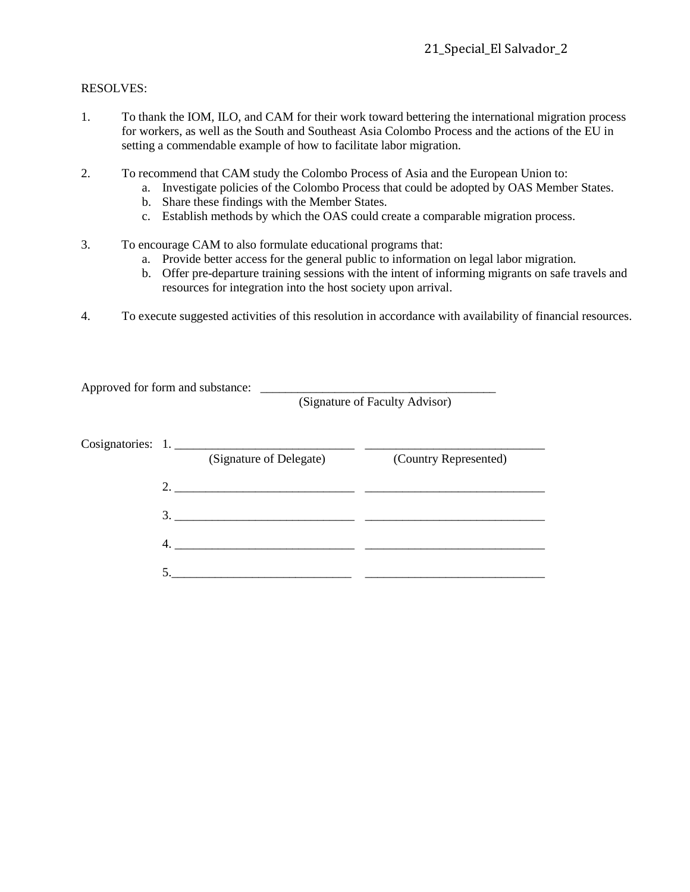21_Special_El Salvador_2

RESOLVES:

1. To thank the IOM, ILO, and CAM for their work toward bettering the international migration process for workers, as well as the South and Southeast Asia Colombo Process and the actions of the EU in setting a commendable example of how to facilitate labor migration.

2. To recommend that CAM study the Colombo Process of Asia and the European Union to:
   a. Investigate policies of the Colombo Process that could be adopted by OAS Member States.
   b. Share these findings with the Member States.
   c. Establish methods by which the OAS could create a comparable migration process.

3. To encourage CAM to also formulate educational programs that:
   a. Provide better access for the general public to information on legal labor migration.
   b. Offer pre-departure training sessions with the intent of informing migrants on safe travels and resources for integration into the host society upon arrival.

4. To execute suggested activities of this resolution in accordance with availability of financial resources.

Approved for form and substance: _______________________________________
(Signature of Faculty Advisor)

Cosignatories: 1. _____________________________ _____________________________
(Signature of Delegate) (Country Represented)

2. _____________________________ _____________________________

3. _____________________________ _____________________________

4. _____________________________ _____________________________

5. _____________________________ _____________________________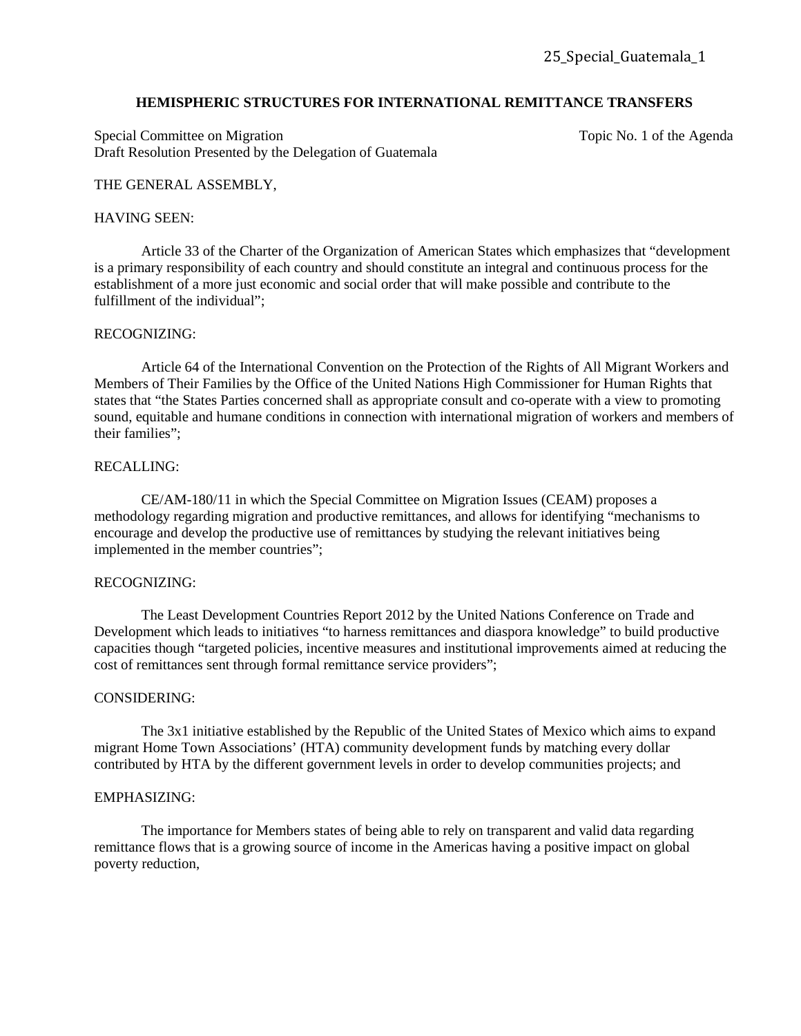25_Special_Guatemala_1

**HEMISPHERIC STRUCTURES FOR INTERNATIONAL REMITTANCE TRANSFERS**

Special Committee on Migration — Topic No. 1 of the Agenda
Draft Resolution Presented by the Delegation of Guatemala

THE GENERAL ASSEMBLY,

HAVING SEEN:

Article 33 of the Charter of the Organization of American States which emphasizes that "development is a primary responsibility of each country and should constitute an integral and continuous process for the establishment of a more just economic and social order that will make possible and contribute to the fulfillment of the individual";

RECOGNIZING:

Article 64 of the International Convention on the Protection of the Rights of All Migrant Workers and Members of Their Families by the Office of the United Nations High Commissioner for Human Rights that states that "the States Parties concerned shall as appropriate consult and co-operate with a view to promoting sound, equitable and humane conditions in connection with international migration of workers and members of their families";

RECALLING:

CE/AM-180/11 in which the Special Committee on Migration Issues (CEAM) proposes a methodology regarding migration and productive remittances, and allows for identifying "mechanisms to encourage and develop the productive use of remittances by studying the relevant initiatives being implemented in the member countries";

RECOGNIZING:

The Least Development Countries Report 2012 by the United Nations Conference on Trade and Development which leads to initiatives "to harness remittances and diaspora knowledge" to build productive capacities though "targeted policies, incentive measures and institutional improvements aimed at reducing the cost of remittances sent through formal remittance service providers";

CONSIDERING:

The 3x1 initiative established by the Republic of the United States of Mexico which aims to expand migrant Home Town Associations' (HTA) community development funds by matching every dollar contributed by HTA by the different government levels in order to develop communities projects; and

EMPHASIZING:

The importance for Members states of being able to rely on transparent and valid data regarding remittance flows that is a growing source of income in the Americas having a positive impact on global poverty reduction,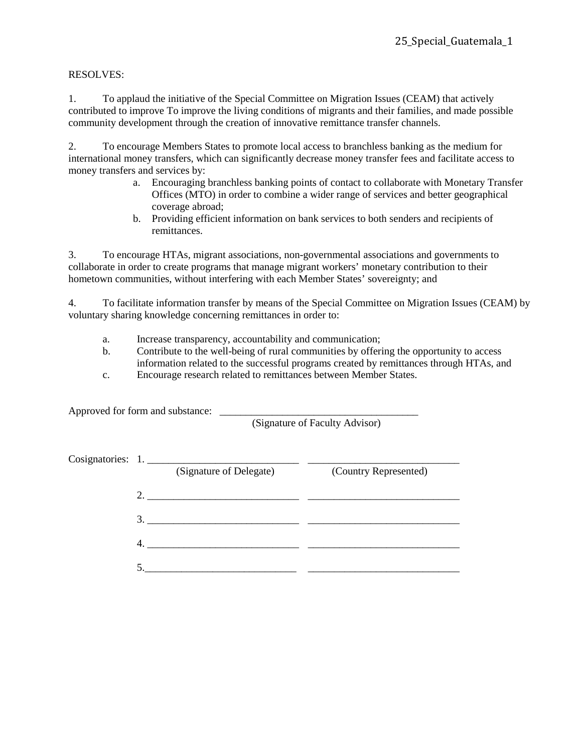RESOLVES:

1. To applaud the initiative of the Special Committee on Migration Issues (CEAM) that actively contributed to improve To improve the living conditions of migrants and their families, and made possible community development through the creation of innovative remittance transfer channels.

2. To encourage Members States to promote local access to branchless banking as the medium for international money transfers, which can significantly decrease money transfer fees and facilitate access to money transfers and services by:
   a. Encouraging branchless banking points of contact to collaborate with Monetary Transfer Offices (MTO) in order to combine a wider range of services and better geographical coverage abroad;
   b. Providing efficient information on bank services to both senders and recipients of remittances.

3. To encourage HTAs, migrant associations, non-governmental associations and governments to collaborate in order to create programs that manage migrant workers' monetary contribution to their hometown communities, without interfering with each Member States' sovereignty; and

4. To facilitate information transfer by means of the Special Committee on Migration Issues (CEAM) by voluntary sharing knowledge concerning remittances in order to:

   a. Increase transparency, accountability and communication;
   b. Contribute to the well-being of rural communities by offering the opportunity to access information related to the successful programs created by remittances through HTAs, and
   c. Encourage research related to remittances between Member States.

Approved for form and substance: ______________________________________
(Signature of Faculty Advisor)

Cosignatories: 1. ____________________________ ____________________________
(Signature of Delegate) (Country Represented)

2. ____________________________ ____________________________

3. ____________________________ ____________________________

4. ____________________________ ____________________________

5. ____________________________ ____________________________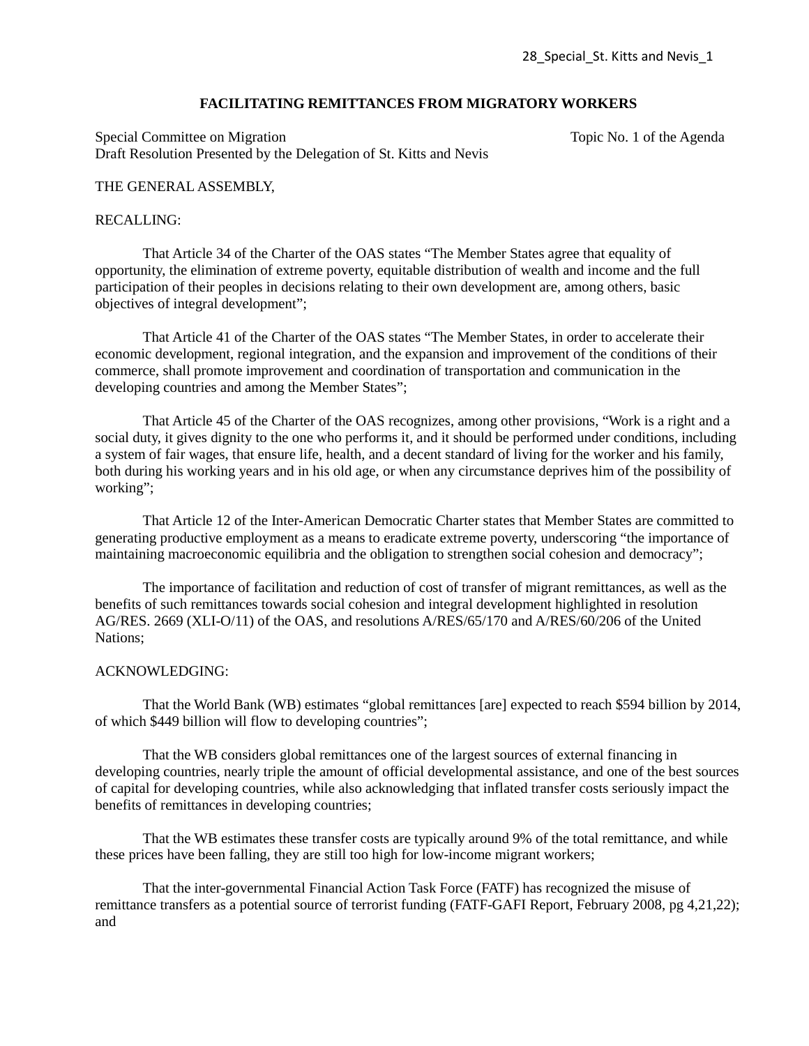28_Special_St. Kitts and Nevis_1

**FACILITATING REMITTANCES FROM MIGRATORY WORKERS**

Special Committee on Migration — Topic No. 1 of the Agenda
Draft Resolution Presented by the Delegation of St. Kitts and Nevis

THE GENERAL ASSEMBLY,

RECALLING:

That Article 34 of the Charter of the OAS states "The Member States agree that equality of opportunity, the elimination of extreme poverty, equitable distribution of wealth and income and the full participation of their peoples in decisions relating to their own development are, among others, basic objectives of integral development";

That Article 41 of the Charter of the OAS states "The Member States, in order to accelerate their economic development, regional integration, and the expansion and improvement of the conditions of their commerce, shall promote improvement and coordination of transportation and communication in the developing countries and among the Member States";

That Article 45 of the Charter of the OAS recognizes, among other provisions, "Work is a right and a social duty, it gives dignity to the one who performs it, and it should be performed under conditions, including a system of fair wages, that ensure life, health, and a decent standard of living for the worker and his family, both during his working years and in his old age, or when any circumstance deprives him of the possibility of working";

That Article 12 of the Inter-American Democratic Charter states that Member States are committed to generating productive employment as a means to eradicate extreme poverty, underscoring "the importance of maintaining macroeconomic equilibria and the obligation to strengthen social cohesion and democracy";

The importance of facilitation and reduction of cost of transfer of migrant remittances, as well as the benefits of such remittances towards social cohesion and integral development highlighted in resolution AG/RES. 2669 (XLI-O/11) of the OAS, and resolutions A/RES/65/170 and A/RES/60/206 of the United Nations;

ACKNOWLEDGING:

That the World Bank (WB) estimates "global remittances [are] expected to reach $594 billion by 2014, of which $449 billion will flow to developing countries";

That the WB considers global remittances one of the largest sources of external financing in developing countries, nearly triple the amount of official developmental assistance, and one of the best sources of capital for developing countries, while also acknowledging that inflated transfer costs seriously impact the benefits of remittances in developing countries;

That the WB estimates these transfer costs are typically around 9% of the total remittance, and while these prices have been falling, they are still too high for low-income migrant workers;

That the inter-governmental Financial Action Task Force (FATF) has recognized the misuse of remittance transfers as a potential source of terrorist funding (FATF-GAFI Report, February 2008, pg 4,21,22); and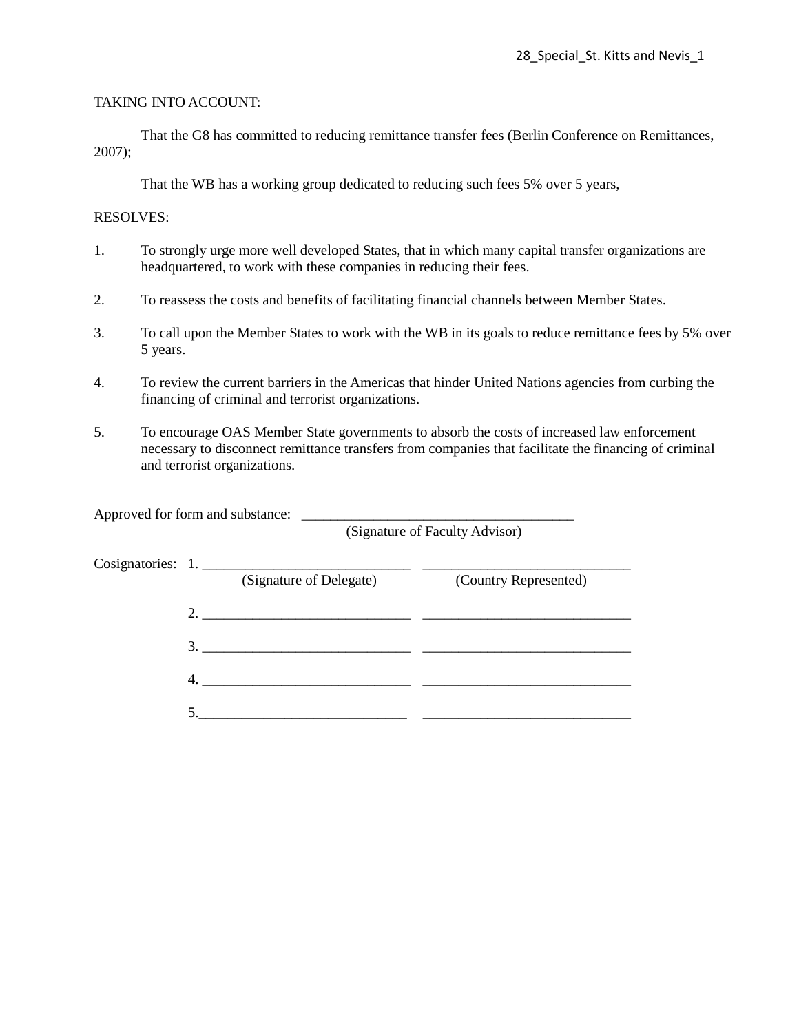TAKING INTO ACCOUNT:

That the G8 has committed to reducing remittance transfer fees (Berlin Conference on Remittances, 2007);

That the WB has a working group dedicated to reducing such fees 5% over 5 years,

RESOLVES:

1. To strongly urge more well developed States, that in which many capital transfer organizations are headquartered, to work with these companies in reducing their fees.

2. To reassess the costs and benefits of facilitating financial channels between Member States.

3. To call upon the Member States to work with the WB in its goals to reduce remittance fees by 5% over 5 years.

4. To review the current barriers in the Americas that hinder United Nations agencies from curbing the financing of criminal and terrorist organizations.

5. To encourage OAS Member State governments to absorb the costs of increased law enforcement necessary to disconnect remittance transfers from companies that facilitate the financing of criminal and terrorist organizations.

Approved for form and substance: ______________________________________
(Signature of Faculty Advisor)

Cosignatories:

1. _____________________________ _____________________________
(Signature of Delegate) (Country Represented)

2. _____________________________ _____________________________

3. _____________________________ _____________________________

4. _____________________________ _____________________________

5. _____________________________ _____________________________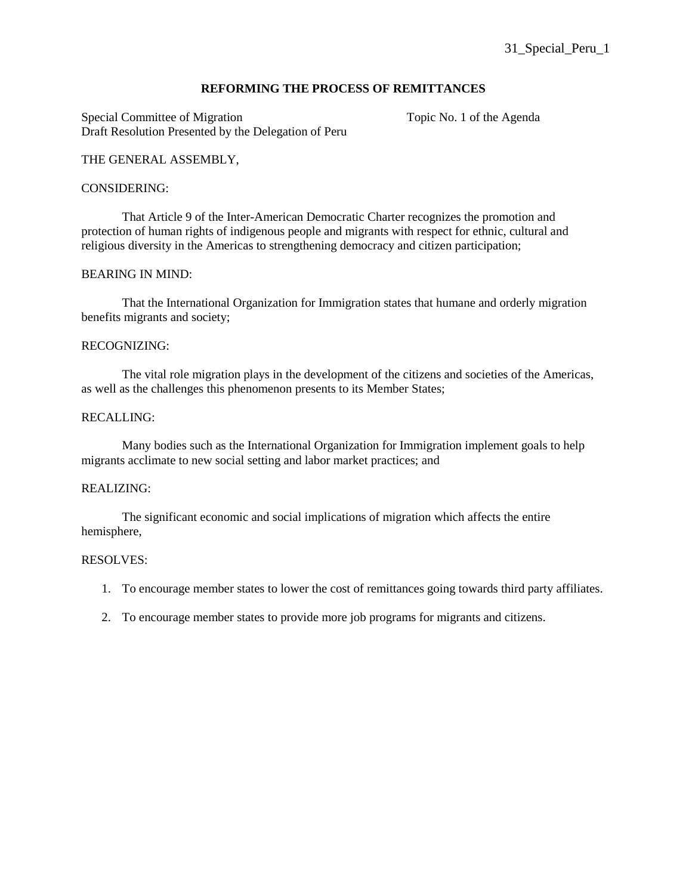31_Special_Peru_1

**REFORMING THE PROCESS OF REMITTANCES**

Special Committee of Migration
Draft Resolution Presented by the Delegation of Peru

Topic No. 1 of the Agenda

THE GENERAL ASSEMBLY,

CONSIDERING:

That Article 9 of the Inter-American Democratic Charter recognizes the promotion and protection of human rights of indigenous people and migrants with respect for ethnic, cultural and religious diversity in the Americas to strengthening democracy and citizen participation;

BEARING IN MIND:

That the International Organization for Immigration states that humane and orderly migration benefits migrants and society;

RECOGNIZING:

The vital role migration plays in the development of the citizens and societies of the Americas, as well as the challenges this phenomenon presents to its Member States;

RECALLING:

Many bodies such as the International Organization for Immigration implement goals to help migrants acclimate to new social setting and labor market practices; and

REALIZING:

The significant economic and social implications of migration which affects the entire hemisphere,

RESOLVES:

1. To encourage member states to lower the cost of remittances going towards third party affiliates.

2. To encourage member states to provide more job programs for migrants and citizens.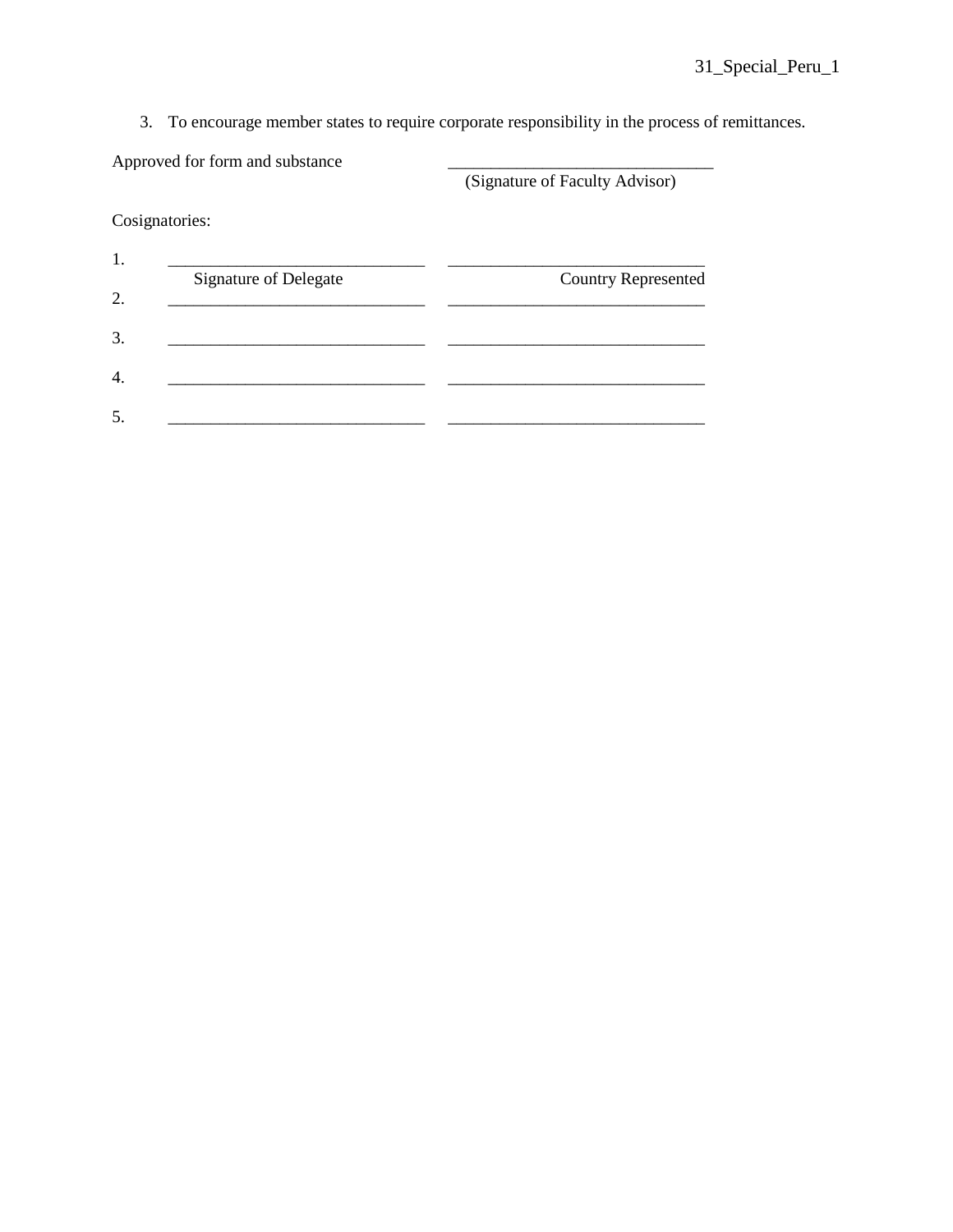3. To encourage member states to require corporate responsibility in the process of remittances.

Approved for form and substance ______________________________
(Signature of Faculty Advisor)

Cosignatories:

| | Signature of Delegate | Country Represented |
|---|---|---|
| 1. | ______________________________ | ______________________________ |
| 2. | ______________________________ | ______________________________ |
| 3. | ______________________________ | ______________________________ |
| 4. | ______________________________ | ______________________________ |
| 5. | ______________________________ | ______________________________ |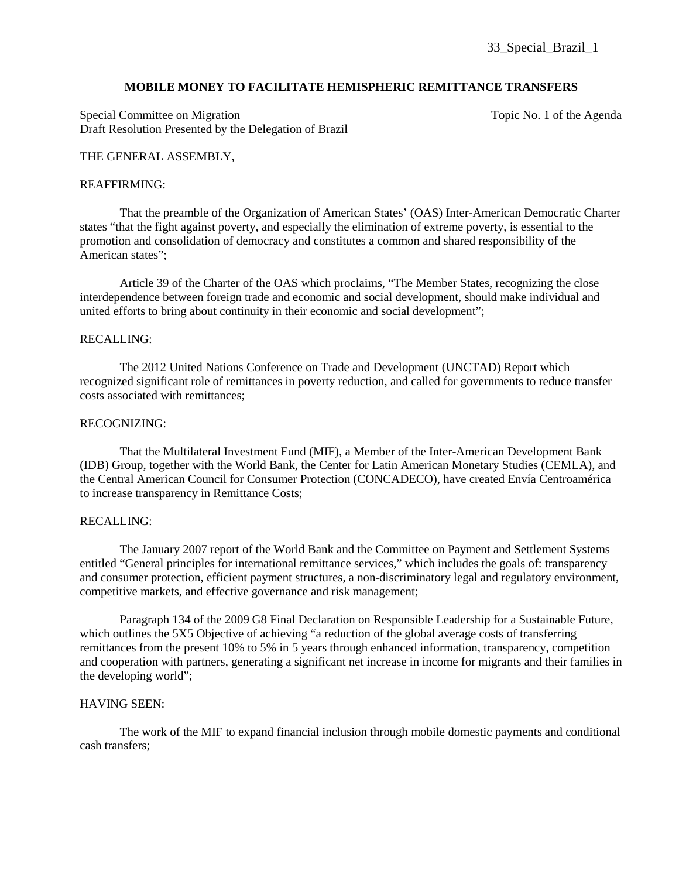33_Special_Brazil_1

**MOBILE MONEY TO FACILITATE HEMISPHERIC REMITTANCE TRANSFERS**

Special Committee on Migration — Topic No. 1 of the Agenda

Draft Resolution Presented by the Delegation of Brazil

THE GENERAL ASSEMBLY,

REAFFIRMING:

That the preamble of the Organization of American States' (OAS) Inter-American Democratic Charter states "that the fight against poverty, and especially the elimination of extreme poverty, is essential to the promotion and consolidation of democracy and constitutes a common and shared responsibility of the American states";

Article 39 of the Charter of the OAS which proclaims, "The Member States, recognizing the close interdependence between foreign trade and economic and social development, should make individual and united efforts to bring about continuity in their economic and social development";

RECALLING:

The 2012 United Nations Conference on Trade and Development (UNCTAD) Report which recognized significant role of remittances in poverty reduction, and called for governments to reduce transfer costs associated with remittances;

RECOGNIZING:

That the Multilateral Investment Fund (MIF), a Member of the Inter-American Development Bank (IDB) Group, together with the World Bank, the Center for Latin American Monetary Studies (CEMLA), and the Central American Council for Consumer Protection (CONCADECO), have created Envía Centroamérica to increase transparency in Remittance Costs;

RECALLING:

The January 2007 report of the World Bank and the Committee on Payment and Settlement Systems entitled "General principles for international remittance services," which includes the goals of: transparency and consumer protection, efficient payment structures, a non-discriminatory legal and regulatory environment, competitive markets, and effective governance and risk management;

Paragraph 134 of the 2009 G8 Final Declaration on Responsible Leadership for a Sustainable Future, which outlines the 5X5 Objective of achieving "a reduction of the global average costs of transferring remittances from the present 10% to 5% in 5 years through enhanced information, transparency, competition and cooperation with partners, generating a significant net increase in income for migrants and their families in the developing world";

HAVING SEEN:

The work of the MIF to expand financial inclusion through mobile domestic payments and conditional cash transfers;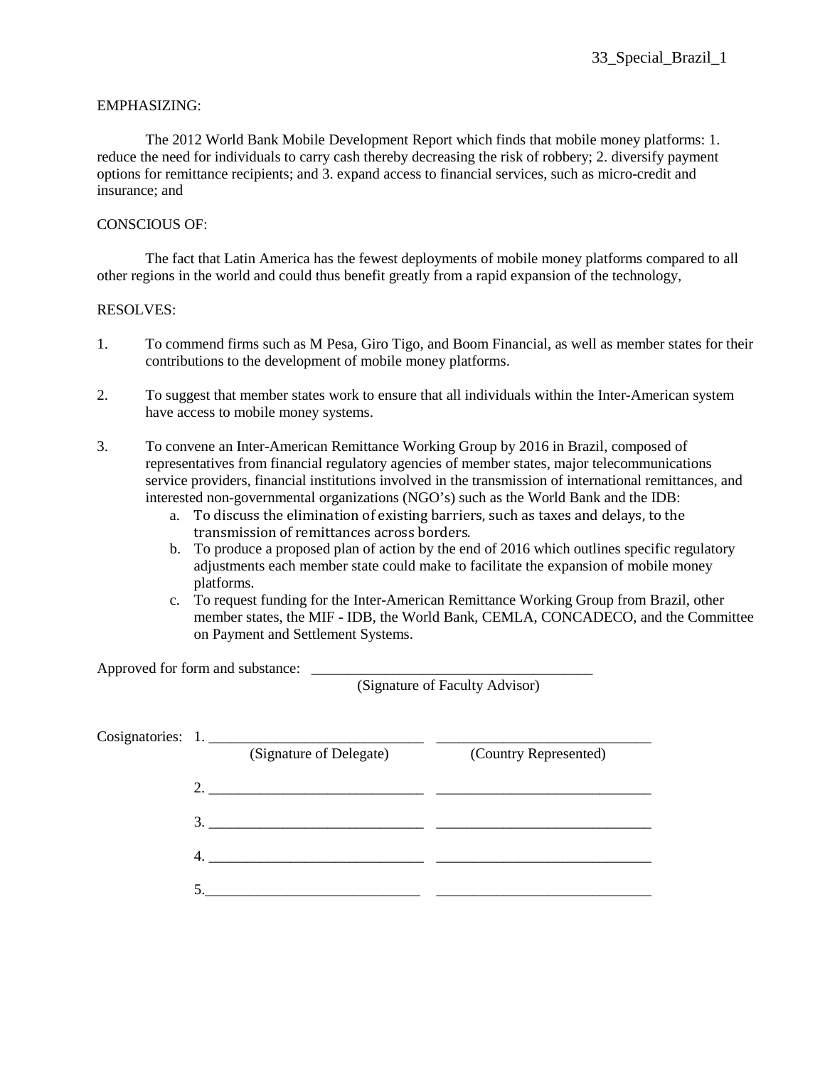33_Special_Brazil_1

EMPHASIZING:

The 2012 World Bank Mobile Development Report which finds that mobile money platforms: 1. reduce the need for individuals to carry cash thereby decreasing the risk of robbery; 2. diversify payment options for remittance recipients; and 3. expand access to financial services, such as micro-credit and insurance; and

CONSCIOUS OF:

The fact that Latin America has the fewest deployments of mobile money platforms compared to all other regions in the world and could thus benefit greatly from a rapid expansion of the technology,

RESOLVES:

1. To commend firms such as M Pesa, Giro Tigo, and Boom Financial, as well as member states for their contributions to the development of mobile money platforms.

2. To suggest that member states work to ensure that all individuals within the Inter-American system have access to mobile money systems.

3. To convene an Inter-American Remittance Working Group by 2016 in Brazil, composed of representatives from financial regulatory agencies of member states, major telecommunications service providers, financial institutions involved in the transmission of international remittances, and interested non-governmental organizations (NGO's) such as the World Bank and the IDB:
   a. To discuss the elimination of existing barriers, such as taxes and delays, to the transmission of remittances across borders.
   b. To produce a proposed plan of action by the end of 2016 which outlines specific regulatory adjustments each member state could make to facilitate the expansion of mobile money platforms.
   c. To request funding for the Inter-American Remittance Working Group from Brazil, other member states, the MIF - IDB, the World Bank, CEMLA, CONCADECO, and the Committee on Payment and Settlement Systems.

Approved for form and substance: _____________________________________
(Signature of Faculty Advisor)

Cosignatories:

| | (Signature of Delegate) | (Country Represented) |
|---|---|---|
| 1. | ____________________________ | ____________________________ |
| 2. | ____________________________ | ____________________________ |
| 3. | ____________________________ | ____________________________ |
| 4. | ____________________________ | ____________________________ |
| 5. | ____________________________ | ____________________________ |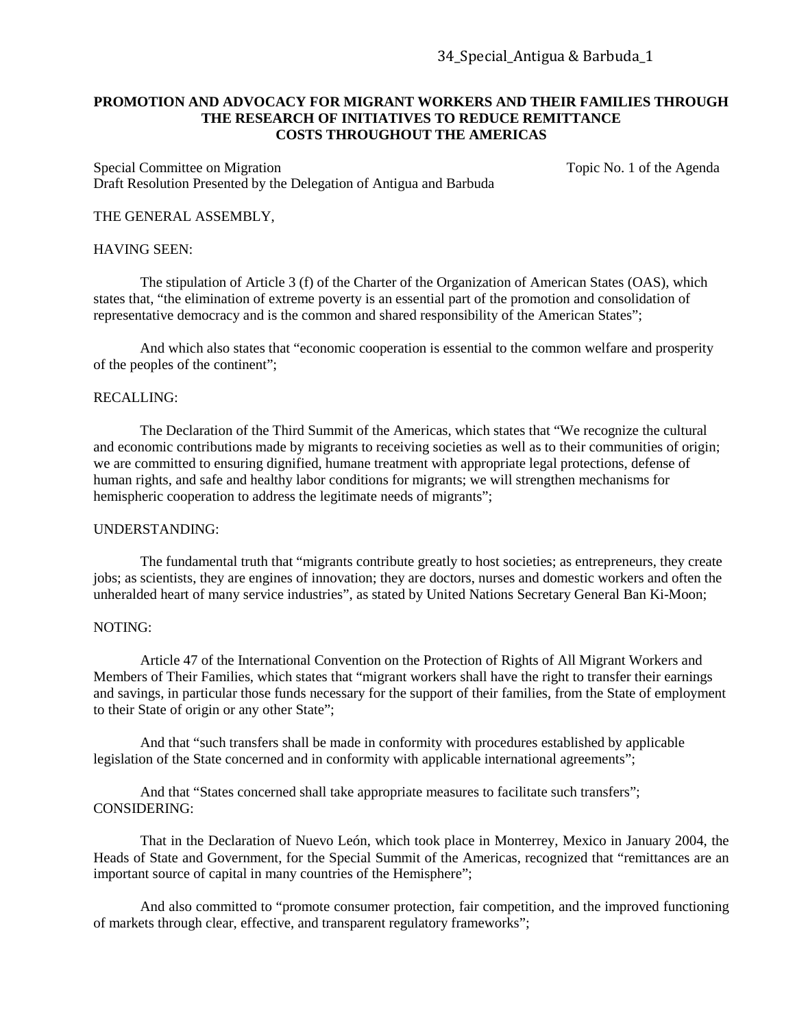34_Special_Antigua & Barbuda_1

**PROMOTION AND ADVOCACY FOR MIGRANT WORKERS AND THEIR FAMILIES THROUGH THE RESEARCH OF INITIATIVES TO REDUCE REMITTANCE COSTS THROUGHOUT THE AMERICAS**

Special Committee on Migration — Topic No. 1 of the Agenda
Draft Resolution Presented by the Delegation of Antigua and Barbuda

THE GENERAL ASSEMBLY,

HAVING SEEN:

The stipulation of Article 3 (f) of the Charter of the Organization of American States (OAS), which states that, "the elimination of extreme poverty is an essential part of the promotion and consolidation of representative democracy and is the common and shared responsibility of the American States";

And which also states that "economic cooperation is essential to the common welfare and prosperity of the peoples of the continent";

RECALLING:

The Declaration of the Third Summit of the Americas, which states that "We recognize the cultural and economic contributions made by migrants to receiving societies as well as to their communities of origin; we are committed to ensuring dignified, humane treatment with appropriate legal protections, defense of human rights, and safe and healthy labor conditions for migrants; we will strengthen mechanisms for hemispheric cooperation to address the legitimate needs of migrants";

UNDERSTANDING:

The fundamental truth that "migrants contribute greatly to host societies; as entrepreneurs, they create jobs; as scientists, they are engines of innovation; they are doctors, nurses and domestic workers and often the unheralded heart of many service industries", as stated by United Nations Secretary General Ban Ki-Moon;

NOTING:

Article 47 of the International Convention on the Protection of Rights of All Migrant Workers and Members of Their Families, which states that "migrant workers shall have the right to transfer their earnings and savings, in particular those funds necessary for the support of their families, from the State of employment to their State of origin or any other State";

And that "such transfers shall be made in conformity with procedures established by applicable legislation of the State concerned and in conformity with applicable international agreements";

And that "States concerned shall take appropriate measures to facilitate such transfers";

CONSIDERING:

That in the Declaration of Nuevo León, which took place in Monterrey, Mexico in January 2004, the Heads of State and Government, for the Special Summit of the Americas, recognized that "remittances are an important source of capital in many countries of the Hemisphere";

And also committed to "promote consumer protection, fair competition, and the improved functioning of markets through clear, effective, and transparent regulatory frameworks";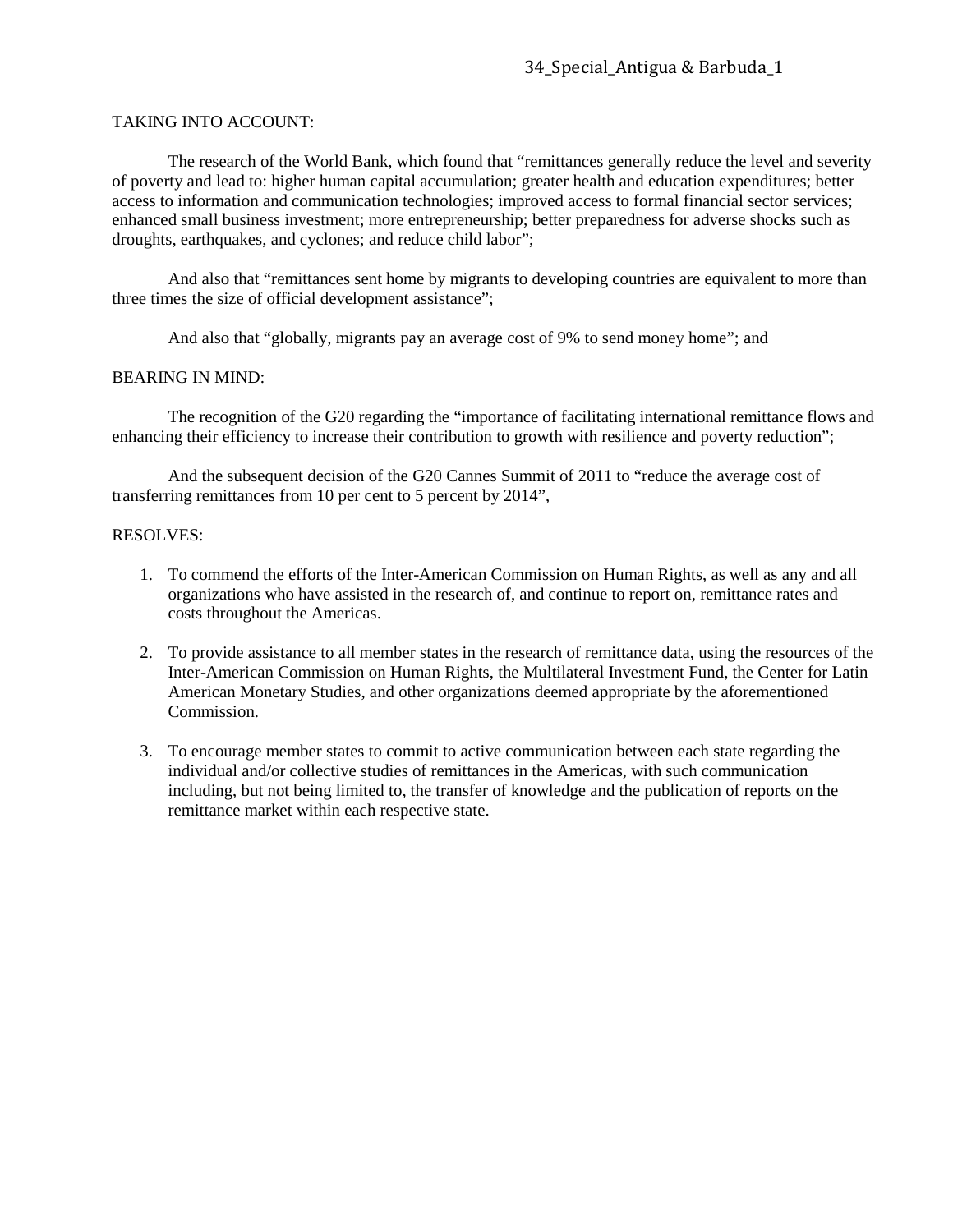34_Special_Antigua & Barbuda_1

TAKING INTO ACCOUNT:

The research of the World Bank, which found that "remittances generally reduce the level and severity of poverty and lead to: higher human capital accumulation; greater health and education expenditures; better access to information and communication technologies; improved access to formal financial sector services; enhanced small business investment; more entrepreneurship; better preparedness for adverse shocks such as droughts, earthquakes, and cyclones; and reduce child labor";

And also that "remittances sent home by migrants to developing countries are equivalent to more than three times the size of official development assistance";

And also that "globally, migrants pay an average cost of 9% to send money home"; and

BEARING IN MIND:

The recognition of the G20 regarding the "importance of facilitating international remittance flows and enhancing their efficiency to increase their contribution to growth with resilience and poverty reduction";

And the subsequent decision of the G20 Cannes Summit of 2011 to "reduce the average cost of transferring remittances from 10 per cent to 5 percent by 2014",

RESOLVES:

1. To commend the efforts of the Inter-American Commission on Human Rights, as well as any and all organizations who have assisted in the research of, and continue to report on, remittance rates and costs throughout the Americas.

2. To provide assistance to all member states in the research of remittance data, using the resources of the Inter-American Commission on Human Rights, the Multilateral Investment Fund, the Center for Latin American Monetary Studies, and other organizations deemed appropriate by the aforementioned Commission.

3. To encourage member states to commit to active communication between each state regarding the individual and/or collective studies of remittances in the Americas, with such communication including, but not being limited to, the transfer of knowledge and the publication of reports on the remittance market within each respective state.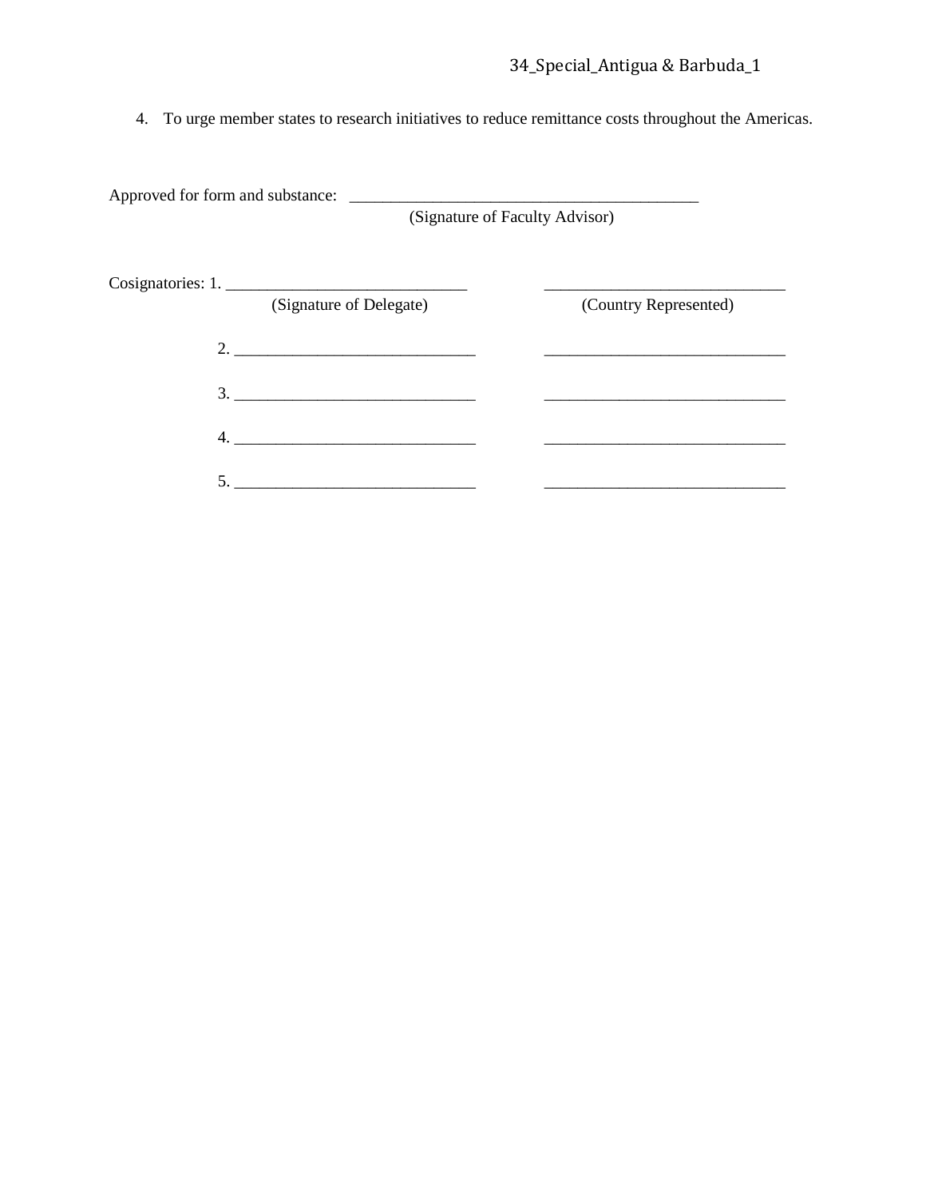4. To urge member states to research initiatives to reduce remittance costs throughout the Americas.

Approved for form and substance: ___________________________________________
(Signature of Faculty Advisor)

Cosignatories: 1. _____________________________ _____________________________
(Signature of Delegate) (Country Represented)

2. _____________________________ _____________________________

3. _____________________________ _____________________________

4. _____________________________ _____________________________

5. _____________________________ _____________________________